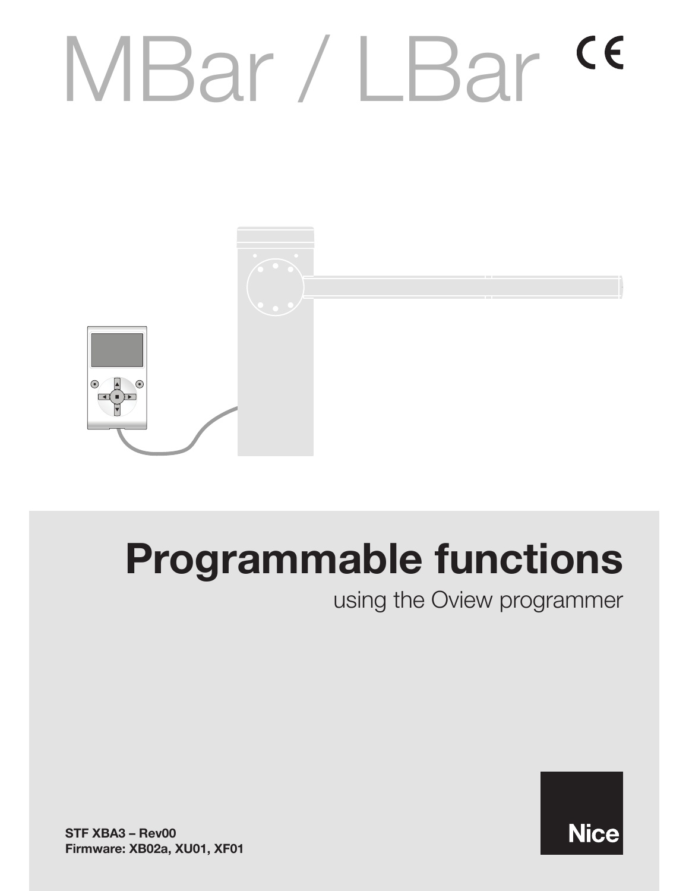# MBar / LBar CE

## Programmable functions

using the Oview programmer

**STF XBA3 – Rev00**
**Firmware: XB02a, XU01, XF01**

Nice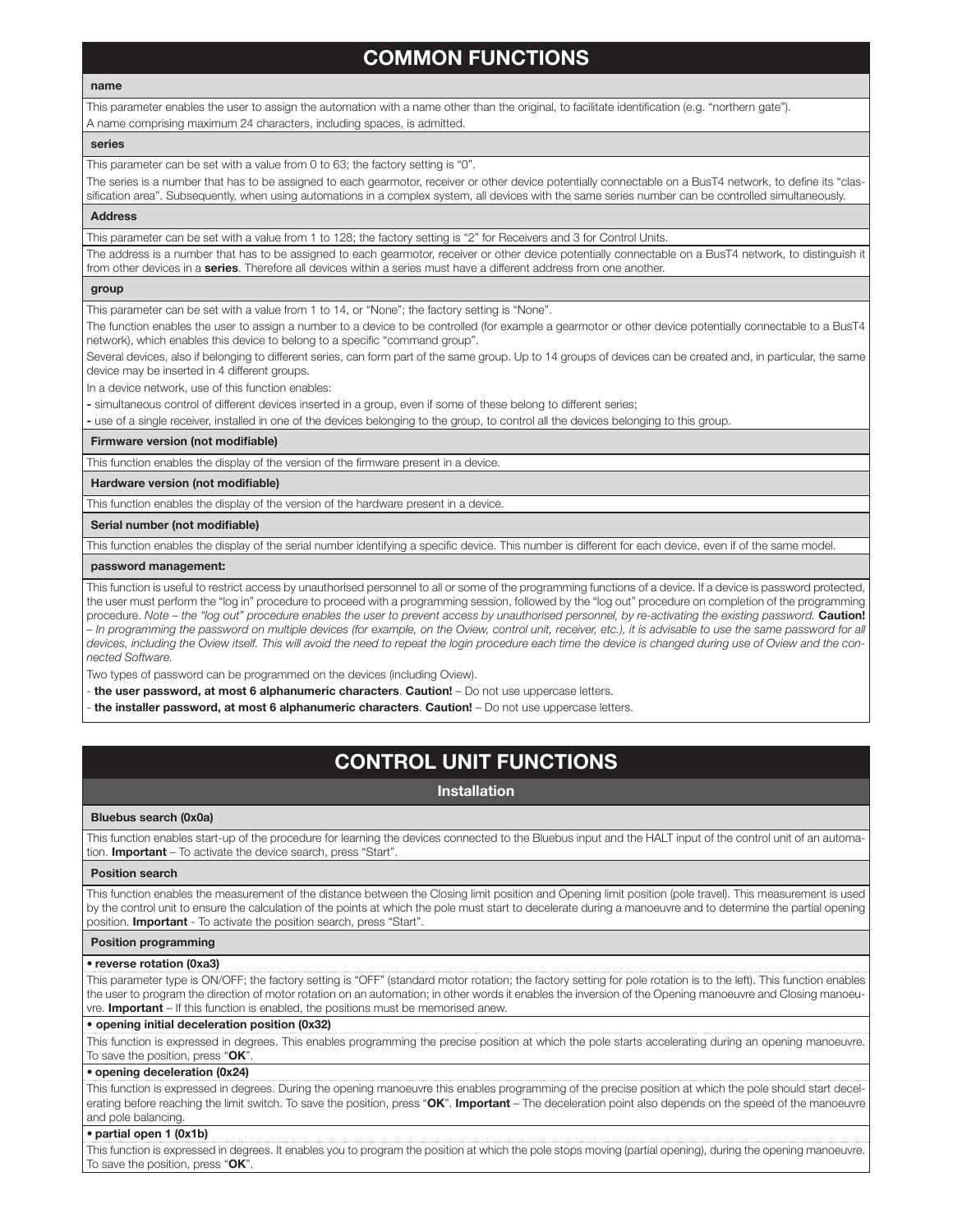# COMMON FUNCTIONS

**name**

This parameter enables the user to assign the automation with a name other than the original, to facilitate identification (e.g. "northern gate").
A name comprising maximum 24 characters, including spaces, is admitted.

**series**

This parameter can be set with a value from 0 to 63; the factory setting is "0".

The series is a number that has to be assigned to each gearmotor, receiver or other device potentially connectable on a BusT4 network, to define its "classification area". Subsequently, when using automations in a complex system, all devices with the same series number can be controlled simultaneously.

**Address**

This parameter can be set with a value from 1 to 128; the factory setting is "2" for Receivers and 3 for Control Units.

The address is a number that has to be assigned to each gearmotor, receiver or other device potentially connectable on a BusT4 network, to distinguish it from other devices in a **series**. Therefore all devices within a series must have a different address from one another.

**group**

This parameter can be set with a value from 1 to 14, or "None"; the factory setting is "None".

The function enables the user to assign a number to a device to be controlled (for example a gearmotor or other device potentially connectable to a BusT4 network), which enables this device to belong to a specific "command group".

Several devices, also if belonging to different series, can form part of the same group. Up to 14 groups of devices can be created and, in particular, the same device may be inserted in 4 different groups.

In a device network, use of this function enables:

- simultaneous control of different devices inserted in a group, even if some of these belong to different series;
- use of a single receiver, installed in one of the devices belonging to the group, to control all the devices belonging to this group.

**Firmware version (not modifiable)**

This function enables the display of the version of the firmware present in a device.

**Hardware version (not modifiable)**

This function enables the display of the version of the hardware present in a device.

**Serial number (not modifiable)**

This function enables the display of the serial number identifying a specific device. This number is different for each device, even if of the same model.

**password management:**

This function is useful to restrict access by unauthorised personnel to all or some of the programming functions of a device. If a device is password protected, the user must perform the "log in" procedure to proceed with a programming session, followed by the "log out" procedure on completion of the programming procedure. *Note – the "log out" procedure enables the user to prevent access by unauthorised personnel, by re-activating the existing password.* **Caution!** *– In programming the password on multiple devices (for example, on the Oview, control unit, receiver, etc.), it is advisable to use the same password for all devices, including the Oview itself. This will avoid the need to repeat the login procedure each time the device is changed during use of Oview and the connected Software.*

Two types of password can be programmed on the devices (including Oview).

- **the user password, at most 6 alphanumeric characters**. **Caution!** – Do not use uppercase letters.
- **the installer password, at most 6 alphanumeric characters**. **Caution!** – Do not use uppercase letters.

# CONTROL UNIT FUNCTIONS

## Installation

**Bluebus search (0x0a)**

This function enables start-up of the procedure for learning the devices connected to the Bluebus input and the HALT input of the control unit of an automation. **Important** – To activate the device search, press "Start".

**Position search**

This function enables the measurement of the distance between the Closing limit position and Opening limit position (pole travel). This measurement is used by the control unit to ensure the calculation of the points at which the pole must start to decelerate during a manoeuvre and to determine the partial opening position. **Important** - To activate the position search, press "Start".

**Position programming**

**• reverse rotation (0xa3)**

This parameter type is ON/OFF; the factory setting is "OFF" (standard motor rotation; the factory setting for pole rotation is to the left). This function enables the user to program the direction of motor rotation on an automation; in other words it enables the inversion of the Opening manoeuvre and Closing manoeuvre. **Important** – If this function is enabled, the positions must be memorised anew.

**• opening initial deceleration position (0x32)**

This function is expressed in degrees. This enables programming the precise position at which the pole starts accelerating during an opening manoeuvre. To save the position, press "**OK**".

**• opening deceleration (0x24)**

This function is expressed in degrees. During the opening manoeuvre this enables programming of the precise position at which the pole should start decelerating before reaching the limit switch. To save the position, press "**OK**". **Important** – The deceleration point also depends on the speed of the manoeuvre and pole balancing.

**• partial open 1 (0x1b)**

This function is expressed in degrees. It enables you to program the position at which the pole stops moving (partial opening), during the opening manoeuvre. To save the position, press "**OK**".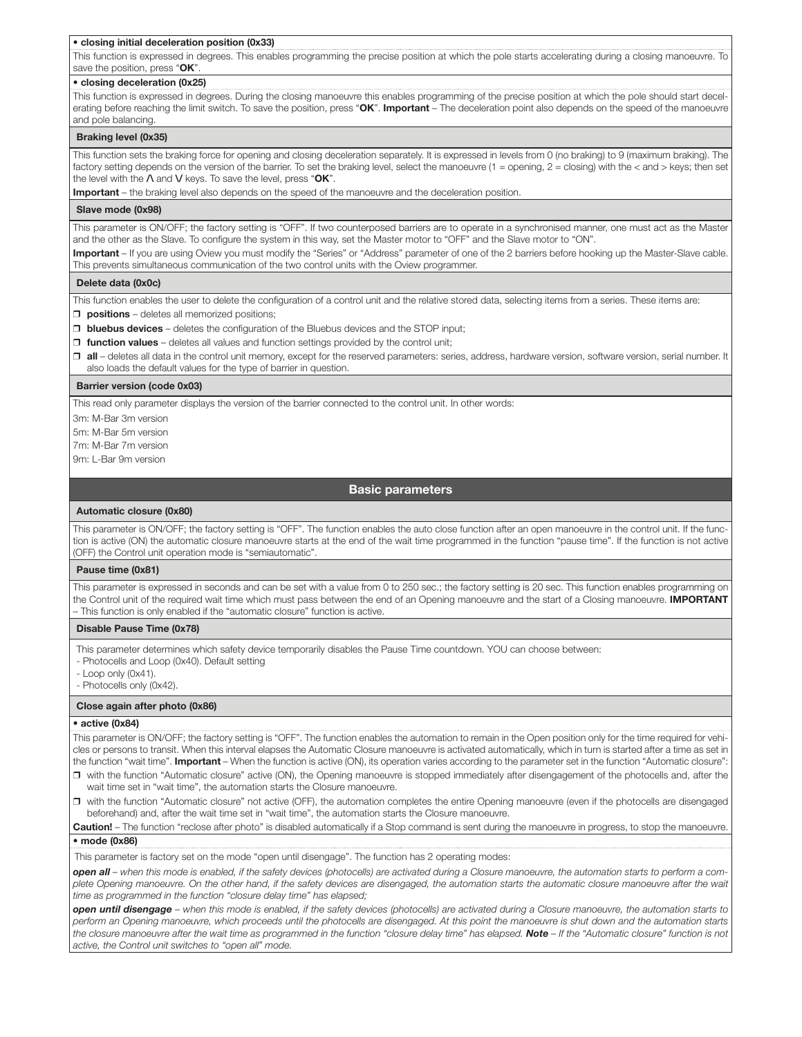**• closing initial deceleration position (0x33)**

This function is expressed in degrees. This enables programming the precise position at which the pole starts accelerating during a closing manoeuvre. To save the position, press "**OK**".

**• closing deceleration (0x25)**

This function is expressed in degrees. During the closing manoeuvre this enables programming of the precise position at which the pole should start decelerating before reaching the limit switch. To save the position, press "**OK**". **Important** – The deceleration point also depends on the speed of the manoeuvre and pole balancing.

**Braking level (0x35)**

This function sets the braking force for opening and closing deceleration separately. It is expressed in levels from 0 (no braking) to 9 (maximum braking). The factory setting depends on the version of the barrier. To set the braking level, select the manoeuvre (1 = opening, 2 = closing) with the < and > keys; then set the level with the Λ and V keys. To save the level, press "**OK**".

**Important** – the braking level also depends on the speed of the manoeuvre and the deceleration position.

**Slave mode (0x98)**

This parameter is ON/OFF; the factory setting is "OFF". If two counterposed barriers are to operate in a synchronised manner, one must act as the Master and the other as the Slave. To configure the system in this way, set the Master motor to "OFF" and the Slave motor to "ON".

**Important** – If you are using Oview you must modify the "Series" or "Address" parameter of one of the 2 barriers before hooking up the Master-Slave cable. This prevents simultaneous communication of the two control units with the Oview programmer.

**Delete data (0x0c)**

This function enables the user to delete the configuration of a control unit and the relative stored data, selecting items from a series. These items are:

- **positions** – deletes all memorized positions;
- **bluebus devices** – deletes the configuration of the Bluebus devices and the STOP input;
- **function values** – deletes all values and function settings provided by the control unit;
- **all** – deletes all data in the control unit memory, except for the reserved parameters: series, address, hardware version, software version, serial number. It also loads the default values for the type of barrier in question.

**Barrier version (code 0x03)**

This read only parameter displays the version of the barrier connected to the control unit. In other words:

3m: M-Bar 3m version
5m: M-Bar 5m version
7m: M-Bar 7m version
9m: L-Bar 9m version

## Basic parameters

**Automatic closure (0x80)**

This parameter is ON/OFF; the factory setting is "OFF". The function enables the auto close function after an open manoeuvre in the control unit. If the function is active (ON) the automatic closure manoeuvre starts at the end of the wait time programmed in the function "pause time". If the function is not active (OFF) the Control unit operation mode is "semiautomatic".

**Pause time (0x81)**

This parameter is expressed in seconds and can be set with a value from 0 to 250 sec.; the factory setting is 20 sec. This function enables programming on the Control unit of the required wait time which must pass between the end of an Opening manoeuvre and the start of a Closing manoeuvre. **IMPORTANT** – This function is only enabled if the "automatic closure" function is active.

**Disable Pause Time (0x78)**

This parameter determines which safety device temporarily disables the Pause Time countdown. YOU can choose between:
- Photocells and Loop (0x40). Default setting
- Loop only (0x41).
- Photocells only (0x42).

**Close again after photo (0x86)**

**• active (0x84)**

This parameter is ON/OFF; the factory setting is "OFF". The function enables the automation to remain in the Open position only for the time required for vehicles or persons to transit. When this interval elapses the Automatic Closure manoeuvre is activated automatically, which in turn is started after a time as set in the function "wait time". **Important** – When the function is active (ON), its operation varies according to the parameter set in the function "Automatic closure":

- with the function "Automatic closure" active (ON), the Opening manoeuvre is stopped immediately after disengagement of the photocells and, after the wait time set in "wait time", the automation starts the Closure manoeuvre.
- with the function "Automatic closure" not active (OFF), the automation completes the entire Opening manoeuvre (even if the photocells are disengaged beforehand) and, after the wait time set in "wait time", the automation starts the Closure manoeuvre.

**Caution!** – The function "reclose after photo" is disabled automatically if a Stop command is sent during the manoeuvre in progress, to stop the manoeuvre.

**• mode (0x86)**

This parameter is factory set on the mode "open until disengage". The function has 2 operating modes:

***open all*** *– when this mode is enabled, if the safety devices (photocells) are activated during a Closure manoeuvre, the automation starts to perform a complete Opening manoeuvre. On the other hand, if the safety devices are disengaged, the automation starts the automatic closure manoeuvre after the wait time as programmed in the function "closure delay time" has elapsed;*

***open until disengage*** *– when this mode is enabled, if the safety devices (photocells) are activated during a Closure manoeuvre, the automation starts to perform an Opening manoeuvre, which proceeds until the photocells are disengaged. At this point the manoeuvre is shut down and the automation starts the closure manoeuvre after the wait time as programmed in the function "closure delay time" has elapsed.* ***Note*** *– If the "Automatic closure" function is not active, the Control unit switches to "open all" mode.*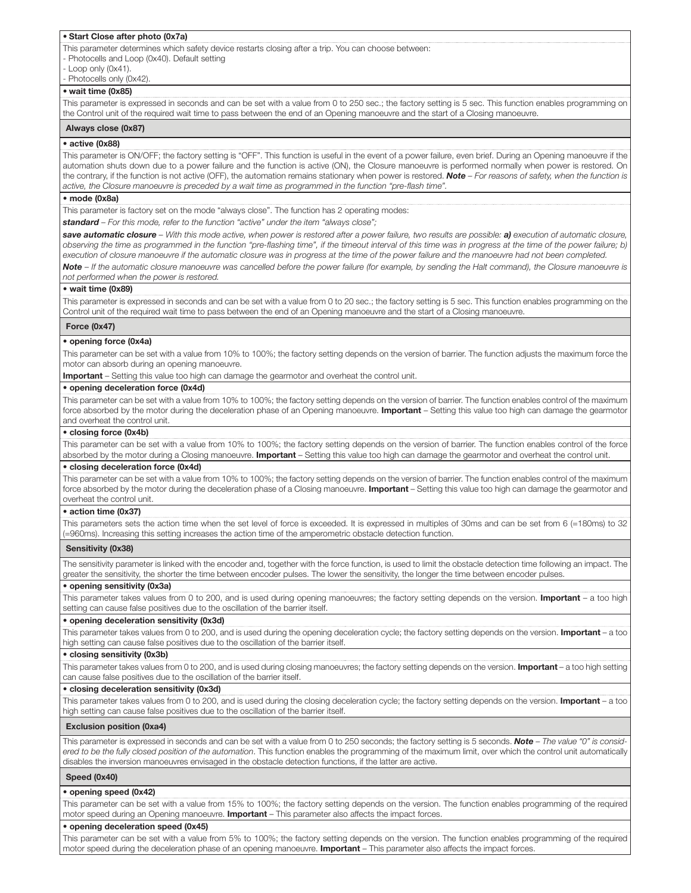**• Start Close after photo (0x7a)**

This parameter determines which safety device restarts closing after a trip. You can choose between:
- Photocells and Loop (0x40). Default setting
- Loop only (0x41).
- Photocells only (0x42).

**• wait time (0x85)**

This parameter is expressed in seconds and can be set with a value from 0 to 250 sec.; the factory setting is 5 sec. This function enables programming on the Control unit of the required wait time to pass between the end of an Opening manoeuvre and the start of a Closing manoeuvre.

### Always close (0x87)

**• active (0x88)**

This parameter is ON/OFF; the factory setting is "OFF". This function is useful in the event of a power failure, even brief. During an Opening manoeuvre if the automation shuts down due to a power failure and the function is active (ON), the Closure manoeuvre is performed normally when power is restored. On the contrary, if the function is not active (OFF), the automation remains stationary when power is restored. ***Note*** *– For reasons of safety, when the function is active, the Closure manoeuvre is preceded by a wait time as programmed in the function "pre-flash time".*

**• mode (0x8a)**

This parameter is factory set on the mode "always close". The function has 2 operating modes:

***standard*** *– For this mode, refer to the function "active" under the item "always close";*

***save automatic closure*** *– With this mode active, when power is restored after a power failure, two results are possible:* ***a)*** *execution of automatic closure, observing the time as programmed in the function "pre-flashing time", if the timeout interval of this time was in progress at the time of the power failure; b) execution of closure manoeuvre if the automatic closure was in progress at the time of the power failure and the manoeuvre had not been completed.*

***Note*** *– If the automatic closure manoeuvre was cancelled before the power failure (for example, by sending the Halt command), the Closure manoeuvre is not performed when the power is restored.*

**• wait time (0x89)**

This parameter is expressed in seconds and can be set with a value from 0 to 20 sec.; the factory setting is 5 sec. This function enables programming on the Control unit of the required wait time to pass between the end of an Opening manoeuvre and the start of a Closing manoeuvre.

### Force (0x47)

**• opening force (0x4a)**

This parameter can be set with a value from 10% to 100%; the factory setting depends on the version of barrier. The function adjusts the maximum force the motor can absorb during an opening manoeuvre.

**Important** – Setting this value too high can damage the gearmotor and overheat the control unit.

**• opening deceleration force (0x4d)**

This parameter can be set with a value from 10% to 100%; the factory setting depends on the version of barrier. The function enables control of the maximum force absorbed by the motor during the deceleration phase of an Opening manoeuvre. **Important** – Setting this value too high can damage the gearmotor and overheat the control unit.

**• closing force (0x4b)**

This parameter can be set with a value from 10% to 100%; the factory setting depends on the version of barrier. The function enables control of the force absorbed by the motor during a Closing manoeuvre. **Important** – Setting this value too high can damage the gearmotor and overheat the control unit.

**• closing deceleration force (0x4d)**

This parameter can be set with a value from 10% to 100%; the factory setting depends on the version of barrier. The function enables control of the maximum force absorbed by the motor during the deceleration phase of a Closing manoeuvre. **Important** – Setting this value too high can damage the gearmotor and overheat the control unit.

**• action time (0x37)**

This parameters sets the action time when the set level of force is exceeded. It is expressed in multiples of 30ms and can be set from 6 (=180ms) to 32 (=960ms). Increasing this setting increases the action time of the amperometric obstacle detection function.

### Sensitivity (0x38)

The sensitivity parameter is linked with the encoder and, together with the force function, is used to limit the obstacle detection time following an impact. The greater the sensitivity, the shorter the time between encoder pulses. The lower the sensitivity, the longer the time between encoder pulses.

**• opening sensitivity (0x3a)**

This parameter takes values from 0 to 200, and is used during opening manoeuvres; the factory setting depends on the version. **Important** – a too high setting can cause false positives due to the oscillation of the barrier itself.

**• opening deceleration sensitivity (0x3d)**

This parameter takes values from 0 to 200, and is used during the opening deceleration cycle; the factory setting depends on the version. **Important** – a too high setting can cause false positives due to the oscillation of the barrier itself.

**• closing sensitivity (0x3b)**

This parameter takes values from 0 to 200, and is used during closing manoeuvres; the factory setting depends on the version. **Important** – a too high setting can cause false positives due to the oscillation of the barrier itself.

**• closing deceleration sensitivity (0x3d)**

This parameter takes values from 0 to 200, and is used during the closing deceleration cycle; the factory setting depends on the version. **Important** – a too high setting can cause false positives due to the oscillation of the barrier itself.

### Exclusion position (0xa4)

This parameter is expressed in seconds and can be set with a value from 0 to 250 seconds; the factory setting is 5 seconds. ***Note*** *– The value "0" is considered to be the fully closed position of the automation*. This function enables the programming of the maximum limit, over which the control unit automatically disables the inversion manoeuvres envisaged in the obstacle detection functions, if the latter are active.

### Speed (0x40)

**• opening speed (0x42)**

This parameter can be set with a value from 15% to 100%; the factory setting depends on the version. The function enables programming of the required motor speed during an Opening manoeuvre. **Important** – This parameter also affects the impact forces.

**• opening deceleration speed (0x45)**

This parameter can be set with a value from 5% to 100%; the factory setting depends on the version. The function enables programming of the required motor speed during the deceleration phase of an opening manoeuvre. **Important** – This parameter also affects the impact forces.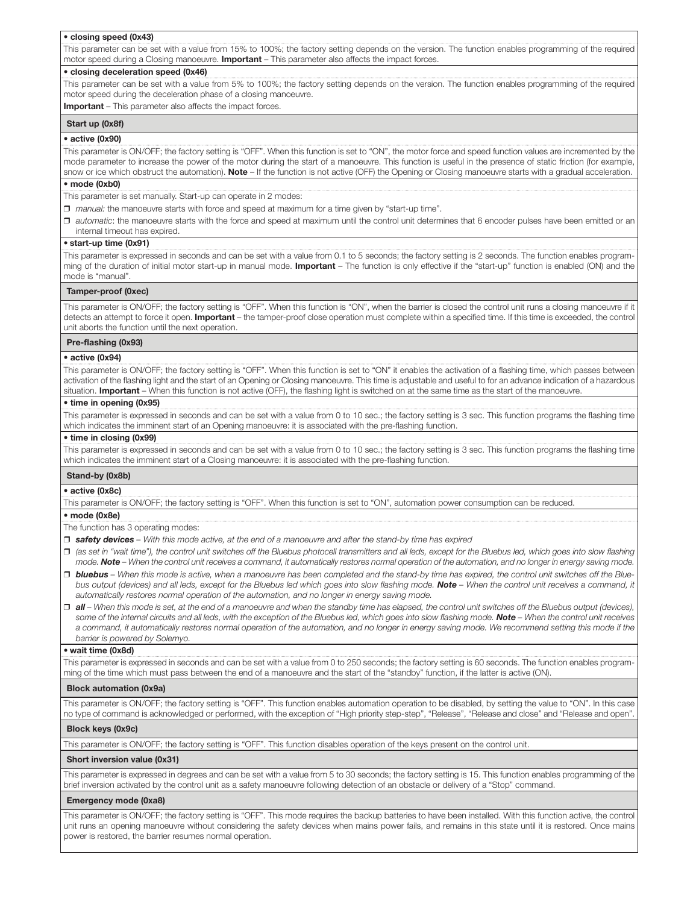**• closing speed (0x43)**

This parameter can be set with a value from 15% to 100%; the factory setting depends on the version. The function enables programming of the required motor speed during a Closing manoeuvre. **Important** – This parameter also affects the impact forces.

**• closing deceleration speed (0x46)**

This parameter can be set with a value from 5% to 100%; the factory setting depends on the version. The function enables programming of the required motor speed during the deceleration phase of a closing manoeuvre.

**Important** – This parameter also affects the impact forces.

### Start up (0x8f)

**• active (0x90)**

This parameter is ON/OFF; the factory setting is "OFF". When this function is set to "ON", the motor force and speed function values are incremented by the mode parameter to increase the power of the motor during the start of a manoeuvre. This function is useful in the presence of static friction (for example, snow or ice which obstruct the automation). **Note** – If the function is not active (OFF) the Opening or Closing manoeuvre starts with a gradual acceleration.

**• mode (0xb0)**

This parameter is set manually. Start-up can operate in 2 modes:

- *manual:* the manoeuvre starts with force and speed at maximum for a time given by "start-up time".
- *automatic*: the manoeuvre starts with the force and speed at maximum until the control unit determines that 6 encoder pulses have been emitted or an internal timeout has expired.

**• start-up time (0x91)**

This parameter is expressed in seconds and can be set with a value from 0.1 to 5 seconds; the factory setting is 2 seconds. The function enables programming of the duration of initial motor start-up in manual mode. **Important** – The function is only effective if the "start-up" function is enabled (ON) and the mode is "manual".

### Tamper-proof (0xec)

This parameter is ON/OFF; the factory setting is "OFF". When this function is "ON", when the barrier is closed the control unit runs a closing manoeuvre if it detects an attempt to force it open. **Important** – the tamper-proof close operation must complete within a specified time. If this time is exceeded, the control unit aborts the function until the next operation.

### Pre-flashing (0x93)

**• active (0x94)**

This parameter is ON/OFF; the factory setting is "OFF". When this function is set to "ON" it enables the activation of a flashing time, which passes between activation of the flashing light and the start of an Opening or Closing manoeuvre. This time is adjustable and useful to for an advance indication of a hazardous situation. **Important** – When this function is not active (OFF), the flashing light is switched on at the same time as the start of the manoeuvre.

**• time in opening (0x95)**

This parameter is expressed in seconds and can be set with a value from 0 to 10 sec.; the factory setting is 3 sec. This function programs the flashing time which indicates the imminent start of an Opening manoeuvre: it is associated with the pre-flashing function.

**• time in closing (0x99)**

This parameter is expressed in seconds and can be set with a value from 0 to 10 sec.; the factory setting is 3 sec. This function programs the flashing time which indicates the imminent start of a Closing manoeuvre: it is associated with the pre-flashing function.

### Stand-by (0x8b)

**• active (0x8c)**

This parameter is ON/OFF; the factory setting is "OFF". When this function is set to "ON", automation power consumption can be reduced.

**• mode (0x8e)**

The function has 3 operating modes:

- ***safety devices*** *– With this mode active, at the end of a manoeuvre and after the stand-by time has expired*
- *(as set in "wait time"), the control unit switches off the Bluebus photocell transmitters and all leds, except for the Bluebus led, which goes into slow flashing mode.* ***Note*** *– When the control unit receives a command, it automatically restores normal operation of the automation, and no longer in energy saving mode.*
- ***bluebus*** *– When this mode is active, when a manoeuvre has been completed and the stand-by time has expired, the control unit switches off the Bluebus output (devices) and all leds, except for the Bluebus led which goes into slow flashing mode.* ***Note*** *– When the control unit receives a command, it automatically restores normal operation of the automation, and no longer in energy saving mode.*
- ***all*** *– When this mode is set, at the end of a manoeuvre and when the standby time has elapsed, the control unit switches off the Bluebus output (devices), some of the internal circuits and all leds, with the exception of the Bluebus led, which goes into slow flashing mode.* ***Note*** *– When the control unit receives a command, it automatically restores normal operation of the automation, and no longer in energy saving mode. We recommend setting this mode if the barrier is powered by Solemyo.*

**• wait time (0x8d)**

This parameter is expressed in seconds and can be set with a value from 0 to 250 seconds; the factory setting is 60 seconds. The function enables programming of the time which must pass between the end of a manoeuvre and the start of the "standby" function, if the latter is active (ON).

### Block automation (0x9a)

This parameter is ON/OFF; the factory setting is "OFF". This function enables automation operation to be disabled, by setting the value to "ON". In this case no type of command is acknowledged or performed, with the exception of "High priority step-step", "Release", "Release and close" and "Release and open".

### Block keys (0x9c)

This parameter is ON/OFF; the factory setting is "OFF". This function disables operation of the keys present on the control unit.

### Short inversion value (0x31)

This parameter is expressed in degrees and can be set with a value from 5 to 30 seconds; the factory setting is 15. This function enables programming of the brief inversion activated by the control unit as a safety manoeuvre following detection of an obstacle or delivery of a "Stop" command.

### Emergency mode (0xa8)

This parameter is ON/OFF; the factory setting is "OFF". This mode requires the backup batteries to have been installed. With this function active, the control unit runs an opening manoeuvre without considering the safety devices when mains power fails, and remains in this state until it is restored. Once mains power is restored, the barrier resumes normal operation.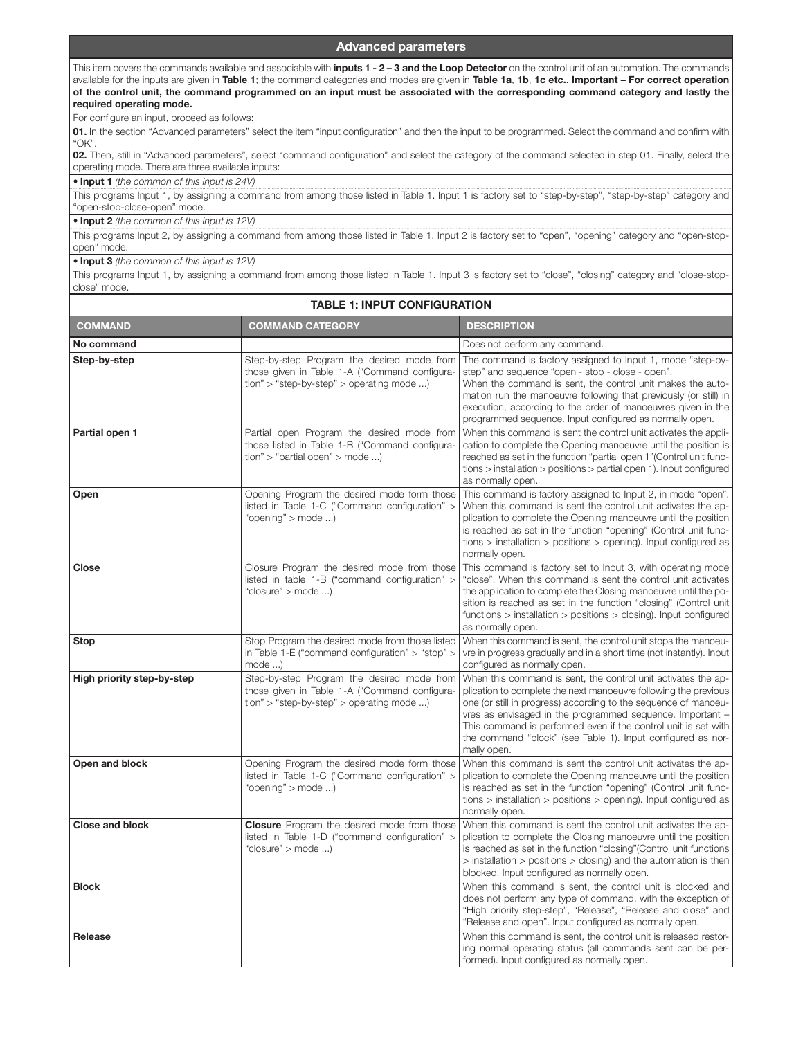## Advanced parameters

This item covers the commands available and associable with **inputs 1 - 2 – 3 and the Loop Detector** on the control unit of an automation. The commands available for the inputs are given in **Table 1**; the command categories and modes are given in **Table 1a**, **1b**, **1c etc.**. **Important – For correct operation of the control unit, the command programmed on an input must be associated with the corresponding command category and lastly the required operating mode.**

For configure an input, proceed as follows:

**01.** In the section "Advanced parameters" select the item "input configuration" and then the input to be programmed. Select the command and confirm with "OK".

**02.** Then, still in "Advanced parameters", select "command configuration" and select the category of the command selected in step 01. Finally, select the operating mode. There are three available inputs:

• **Input 1** *(the common of this input is 24V)*

This programs Input 1, by assigning a command from among those listed in Table 1. Input 1 is factory set to "step-by-step", "step-by-step" category and "open-stop-close-open" mode.

• **Input 2** *(the common of this input is 12V)*

This programs Input 2, by assigning a command from among those listed in Table 1. Input 2 is factory set to "open", "opening" category and "open-stop-open" mode.

• **Input 3** *(the common of this input is 12V)*

This programs Input 1, by assigning a command from among those listed in Table 1. Input 3 is factory set to "close", "closing" category and "close-stop-close" mode.

**TABLE 1: INPUT CONFIGURATION**

| COMMAND | COMMAND CATEGORY | DESCRIPTION |
|---|---|---|
| **No command** | | Does not perform any command. |
| **Step-by-step** | Step-by-step Program the desired mode from those given in Table 1-A ("Command configuration" > "step-by-step" > operating mode ...) | The command is factory assigned to Input 1, mode "step-by-step" and sequence "open - stop - close - open". When the command is sent, the control unit makes the automation run the manoeuvre following that previously (or still) in execution, according to the order of manoeuvres given in the programmed sequence. Input configured as normally open. |
| **Partial open 1** | Partial open Program the desired mode from those listed in Table 1-B ("Command configuration" > "partial open" > mode ...) | When this command is sent the control unit activates the application to complete the Opening manoeuvre until the position is reached as set in the function "partial open 1"(Control unit functions > installation > positions > partial open 1). Input configured as normally open. |
| **Open** | Opening Program the desired mode form those listed in Table 1-C ("Command configuration" > "opening" > mode ...) | This command is factory assigned to Input 2, in mode "open". When this command is sent the control unit activates the application to complete the Opening manoeuvre until the position is reached as set in the function "opening" (Control unit functions > installation > positions > opening). Input configured as normally open. |
| **Close** | Closure Program the desired mode from those listed in table 1-B ("command configuration" > "closure" > mode ...) | This command is factory set to Input 3, with operating mode "close". When this command is sent the control unit activates the application to complete the Closing manoeuvre until the position is reached as set in the function "closing" (Control unit functions > installation > positions > closing). Input configured as normally open. |
| **Stop** | Stop Program the desired mode from those listed in Table 1-E ("command configuration" > "stop" > mode ...) | When this command is sent, the control unit stops the manoeuvre in progress gradually and in a short time (not instantly). Input configured as normally open. |
| **High priority step-by-step** | Step-by-step Program the desired mode from those given in Table 1-A ("Command configuration" > "step-by-step" > operating mode ...) | When this command is sent, the control unit activates the application to complete the next manoeuvre following the previous one (or still in progress) according to the sequence of manoeuvres as envisaged in the programmed sequence. Important – This command is performed even if the control unit is set with the command "block" (see Table 1). Input configured as normally open. |
| **Open and block** | Opening Program the desired mode form those listed in Table 1-C ("Command configuration" > "opening" > mode ...) | When this command is sent the control unit activates the application to complete the Opening manoeuvre until the position is reached as set in the function "opening" (Control unit functions > installation > positions > opening). Input configured as normally open. |
| **Close and block** | **Closure** Program the desired mode from those listed in Table 1-D ("command configuration" > "closure" > mode ...) | When this command is sent the control unit activates the application to complete the Closing manoeuvre until the position is reached as set in the function "closing"(Control unit functions > installation > positions > closing) and the automation is then blocked. Input configured as normally open. |
| **Block** | | When this command is sent, the control unit is blocked and does not perform any type of command, with the exception of "High priority step-step", "Release", "Release and close" and "Release and open". Input configured as normally open. |
| **Release** | | When this command is sent, the control unit is released restoring normal operating status (all commands sent can be performed). Input configured as normally open. |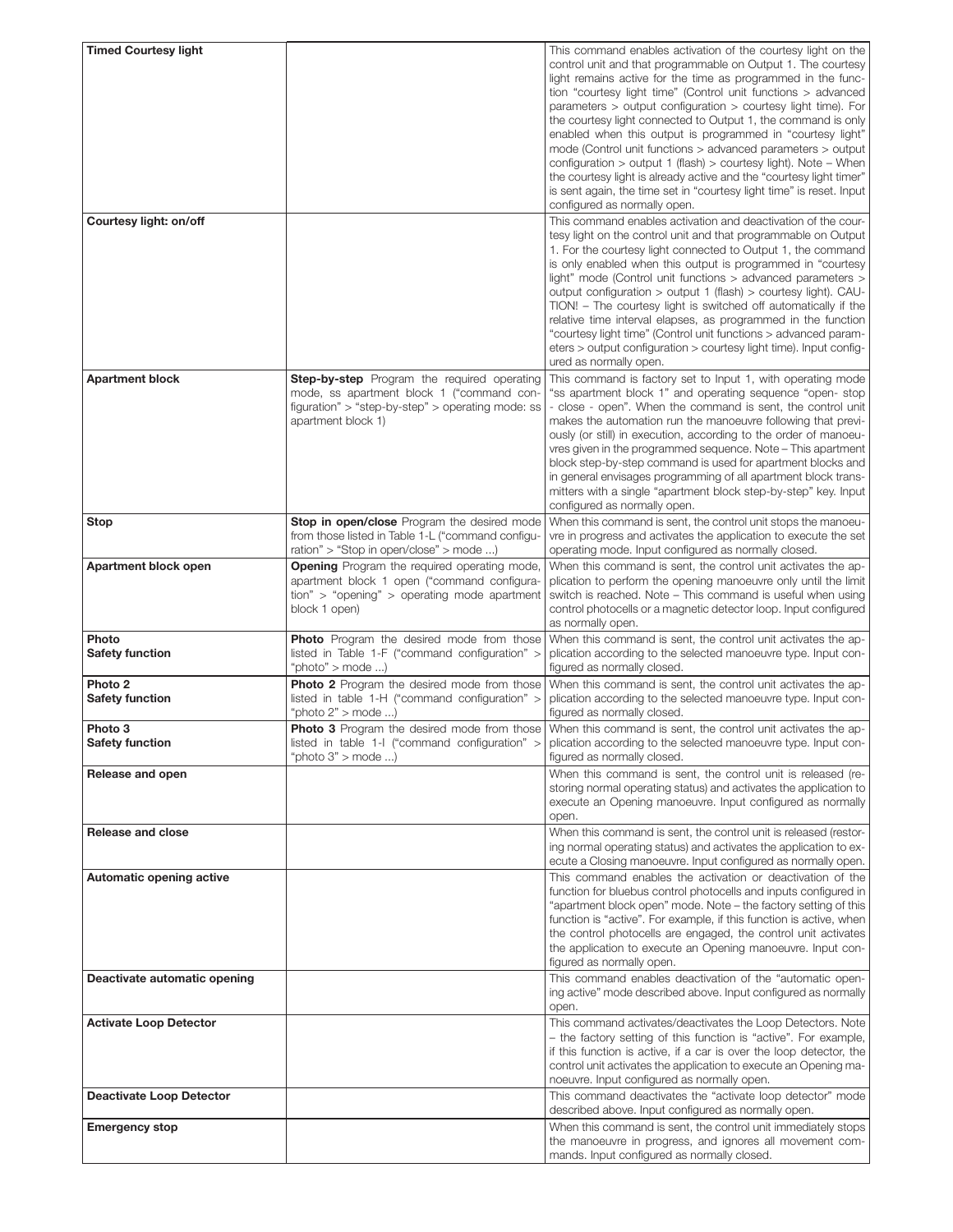| | | |
|---|---|---|
| **Timed Courtesy light** | | This command enables activation of the courtesy light on the control unit and that programmable on Output 1. The courtesy light remains active for the time as programmed in the function "courtesy light time" (Control unit functions > advanced parameters > output configuration > courtesy light time). For the courtesy light connected to Output 1, the command is only enabled when this output is programmed in "courtesy light" mode (Control unit functions > advanced parameters > output configuration > output 1 (flash) > courtesy light). Note – When the courtesy light is already active and the "courtesy light timer" is sent again, the time set in "courtesy light time" is reset. Input configured as normally open. |
| **Courtesy light: on/off** | | This command enables activation and deactivation of the courtesy light on the control unit and that programmable on Output 1. For the courtesy light connected to Output 1, the command is only enabled when this output is programmed in "courtesy light" mode (Control unit functions > advanced parameters > output configuration > output 1 (flash) > courtesy light). CAUTION! – The courtesy light is switched off automatically if the relative time interval elapses, as programmed in the function "courtesy light time" (Control unit functions > advanced parameters > output configuration > courtesy light time). Input configured as normally open. |
| **Apartment block** | **Step-by-step** Program the required operating mode, ss apartment block 1 ("command configuration" > "step-by-step" > operating mode: ss apartment block 1) | This command is factory set to Input 1, with operating mode "ss apartment block 1" and operating sequence "open- stop - close - open". When the command is sent, the control unit makes the automation run the manoeuvre following that previously (or still) in execution, according to the order of manoeuvres given in the programmed sequence. Note – This apartment block step-by-step command is used for apartment blocks and in general envisages programming of all apartment block transmitters with a single "apartment block step-by-step" key. Input configured as normally open. |
| **Stop** | **Stop in open/close** Program the desired mode from those listed in Table 1-L ("command configuration" > "Stop in open/close" > mode ...) | When this command is sent, the control unit stops the manoeuvre in progress and activates the application to execute the set operating mode. Input configured as normally closed. |
| **Apartment block open** | **Opening** Program the required operating mode, apartment block 1 open ("command configuration" > "opening" > operating mode apartment block 1 open) | When this command is sent, the control unit activates the application to perform the opening manoeuvre only until the limit switch is reached. Note – This command is useful when using control photocells or a magnetic detector loop. Input configured as normally open. |
| **Photo**<br>**Safety function** | **Photo** Program the desired mode from those listed in Table 1-F ("command configuration" > "photo" > mode ...) | When this command is sent, the control unit activates the application according to the selected manoeuvre type. Input configured as normally closed. |
| **Photo 2**<br>**Safety function** | **Photo 2** Program the desired mode from those listed in table 1-H ("command configuration" > "photo 2" > mode ...) | When this command is sent, the control unit activates the application according to the selected manoeuvre type. Input configured as normally closed. |
| **Photo 3**<br>**Safety function** | **Photo 3** Program the desired mode from those listed in table 1-I ("command configuration" > "photo 3" > mode ...) | When this command is sent, the control unit activates the application according to the selected manoeuvre type. Input configured as normally closed. |
| **Release and open** | | When this command is sent, the control unit is released (restoring normal operating status) and activates the application to execute an Opening manoeuvre. Input configured as normally open. |
| **Release and close** | | When this command is sent, the control unit is released (restoring normal operating status) and activates the application to execute a Closing manoeuvre. Input configured as normally open. |
| **Automatic opening active** | | This command enables the activation or deactivation of the function for bluebus control photocells and inputs configured in "apartment block open" mode. Note – the factory setting of this function is "active". For example, if this function is active, when the control photocells are engaged, the control unit activates the application to execute an Opening manoeuvre. Input configured as normally open. |
| **Deactivate automatic opening** | | This command enables deactivation of the "automatic opening active" mode described above. Input configured as normally open. |
| **Activate Loop Detector** | | This command activates/deactivates the Loop Detectors. Note – the factory setting of this function is "active". For example, if this function is active, if a car is over the loop detector, the control unit activates the application to execute an Opening manoeuvre. Input configured as normally open. |
| **Deactivate Loop Detector** | | This command deactivates the "activate loop detector" mode described above. Input configured as normally open. |
| **Emergency stop** | | When this command is sent, the control unit immediately stops the manoeuvre in progress, and ignores all movement commands. Input configured as normally closed. |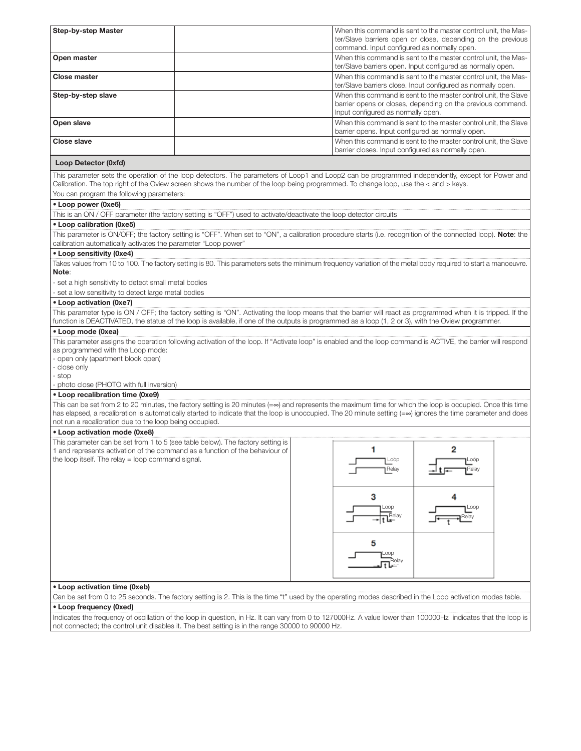| | | |
|---|---|---|
| **Step-by-step Master** | | When this command is sent to the master control unit, the Master/Slave barriers open or close, depending on the previous command. Input configured as normally open. |
| **Open master** | | When this command is sent to the master control unit, the Master/Slave barriers open. Input configured as normally open. |
| **Close master** | | When this command is sent to the master control unit, the Master/Slave barriers close. Input configured as normally open. |
| **Step-by-step slave** | | When this command is sent to the master control unit, the Slave barrier opens or closes, depending on the previous command. Input configured as normally open. |
| **Open slave** | | When this command is sent to the master control unit, the Slave barrier opens. Input configured as normally open. |
| **Close slave** | | When this command is sent to the master control unit, the Slave barrier closes. Input configured as normally open. |

**Loop Detector (0xfd)**

This parameter sets the operation of the loop detectors. The parameters of Loop1 and Loop2 can be programmed independently, except for Power and Calibration. The top right of the Oview screen shows the number of the loop being programmed. To change loop, use the < and > keys.

You can program the following parameters:

**• Loop power (0xe6)**

This is an ON / OFF parameter (the factory setting is "OFF") used to activate/deactivate the loop detector circuits

**• Loop calibration (0xe5)**

This parameter is ON/OFF; the factory setting is "OFF". When set to "ON", a calibration procedure starts (i.e. recognition of the connected loop). **Note**: the calibration automatically activates the parameter "Loop power"

**• Loop sensitivity (0xe4)**

Takes values from 10 to 100. The factory setting is 80. This parameters sets the minimum frequency variation of the metal body required to start a manoeuvre. **Note**:

- set a high sensitivity to detect small metal bodies
- set a low sensitivity to detect large metal bodies

**• Loop activation (0xe7)**

This parameter type is ON / OFF; the factory setting is "ON". Activating the loop means that the barrier will react as programmed when it is tripped. If the function is DEACTIVATED, the status of the loop is available, if one of the outputs is programmed as a loop (1, 2 or 3), with the Oview programmer.

**• Loop mode (0xea)**

This parameter assigns the operation following activation of the loop. If "Activate loop" is enabled and the loop command is ACTIVE, the barrier will respond as programmed with the Loop mode:
- open only (apartment block open)
- close only
- stop
- photo close (PHOTO with full inversion)

**• Loop recalibration time (0xe9)**

This can be set from 2 to 20 minutes, the factory setting is 20 minutes (=∞) and represents the maximum time for which the loop is occupied. Once this time has elapsed, a recalibration is automatically started to indicate that the loop is unoccupied. The 20 minute setting (=∞) ignores the time parameter and does not run a recalibration due to the loop being occupied.

**• Loop activation mode (0xe8)**

This parameter can be set from 1 to 5 (see table below). The factory setting is 1 and represents activation of the command as a function of the behaviour of the loop itself. The relay = loop command signal.

| 1 | 2 |
|---|---|
| Loop / Relay | Loop / t / Relay |
| **3** | **4** |
| Loop / t / Relay | Loop / t / Relay |
| **5** | |
| Loop / t / Relay | |

**• Loop activation time (0xeb)**

Can be set from 0 to 25 seconds. The factory setting is 2. This is the time "t" used by the operating modes described in the Loop activation modes table.

**• Loop frequency (0xed)**

Indicates the frequency of oscillation of the loop in question, in Hz. It can vary from 0 to 127000Hz. A value lower than 100000Hz indicates that the loop is not connected; the control unit disables it. The best setting is in the range 30000 to 90000 Hz.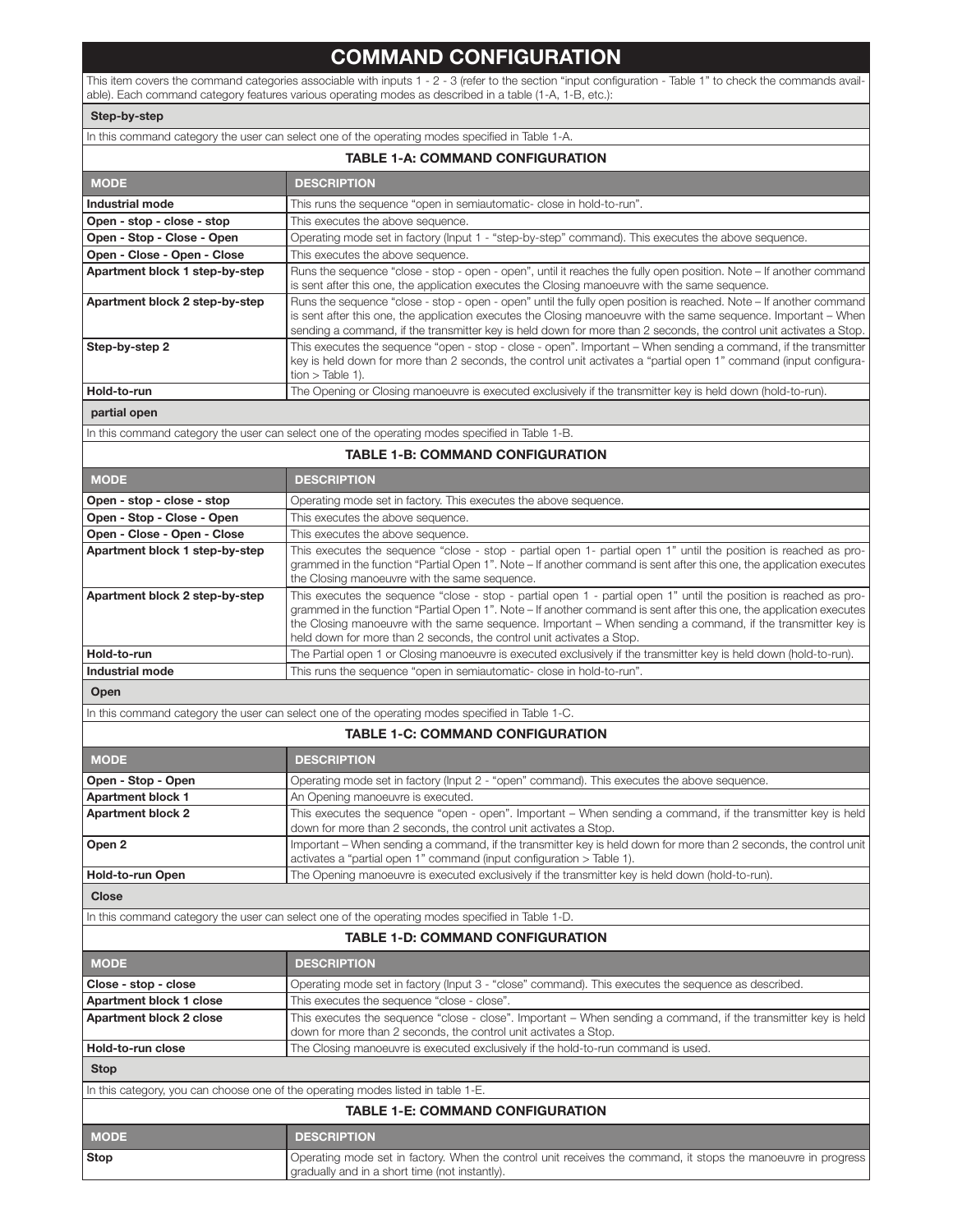# COMMAND CONFIGURATION

This item covers the command categories associable with inputs 1 - 2 - 3 (refer to the section "input configuration - Table 1" to check the commands available). Each command category features various operating modes as described in a table (1-A, 1-B, etc.):

### Step-by-step

In this command category the user can select one of the operating modes specified in Table 1-A.

**TABLE 1-A: COMMAND CONFIGURATION**

| MODE | DESCRIPTION |
|---|---|
| **Industrial mode** | This runs the sequence "open in semiautomatic- close in hold-to-run". |
| **Open - stop - close - stop** | This executes the above sequence. |
| **Open - Stop - Close - Open** | Operating mode set in factory (Input 1 - "step-by-step" command). This executes the above sequence. |
| **Open - Close - Open - Close** | This executes the above sequence. |
| **Apartment block 1 step-by-step** | Runs the sequence "close - stop - open - open", until it reaches the fully open position. Note – If another command is sent after this one, the application executes the Closing manoeuvre with the same sequence. |
| **Apartment block 2 step-by-step** | Runs the sequence "close - stop - open - open" until the fully open position is reached. Note – If another command is sent after this one, the application executes the Closing manoeuvre with the same sequence. Important – When sending a command, if the transmitter key is held down for more than 2 seconds, the control unit activates a Stop. |
| **Step-by-step 2** | This executes the sequence "open - stop - close - open". Important – When sending a command, if the transmitter key is held down for more than 2 seconds, the control unit activates a "partial open 1" command (input configuration > Table 1). |
| **Hold-to-run** | The Opening or Closing manoeuvre is executed exclusively if the transmitter key is held down (hold-to-run). |

### partial open

In this command category the user can select one of the operating modes specified in Table 1-B.

**TABLE 1-B: COMMAND CONFIGURATION**

| MODE | DESCRIPTION |
|---|---|
| **Open - stop - close - stop** | Operating mode set in factory. This executes the above sequence. |
| **Open - Stop - Close - Open** | This executes the above sequence. |
| **Open - Close - Open - Close** | This executes the above sequence. |
| **Apartment block 1 step-by-step** | This executes the sequence "close - stop - partial open 1- partial open 1" until the position is reached as programmed in the function "Partial Open 1". Note – If another command is sent after this one, the application executes the Closing manoeuvre with the same sequence. |
| **Apartment block 2 step-by-step** | This executes the sequence "close - stop - partial open 1 - partial open 1" until the position is reached as programmed in the function "Partial Open 1". Note – If another command is sent after this one, the application executes the Closing manoeuvre with the same sequence. Important – When sending a command, if the transmitter key is held down for more than 2 seconds, the control unit activates a Stop. |
| **Hold-to-run** | The Partial open 1 or Closing manoeuvre is executed exclusively if the transmitter key is held down (hold-to-run). |
| **Industrial mode** | This runs the sequence "open in semiautomatic- close in hold-to-run". |

### Open

In this command category the user can select one of the operating modes specified in Table 1-C.

**TABLE 1-C: COMMAND CONFIGURATION**

| MODE | DESCRIPTION |
|---|---|
| **Open - Stop - Open** | Operating mode set in factory (Input 2 - "open" command). This executes the above sequence. |
| **Apartment block 1** | An Opening manoeuvre is executed. |
| **Apartment block 2** | This executes the sequence "open - open". Important – When sending a command, if the transmitter key is held down for more than 2 seconds, the control unit activates a Stop. |
| **Open 2** | Important – When sending a command, if the transmitter key is held down for more than 2 seconds, the control unit activates a "partial open 1" command (input configuration > Table 1). |
| **Hold-to-run Open** | The Opening manoeuvre is executed exclusively if the transmitter key is held down (hold-to-run). |

### Close

In this command category the user can select one of the operating modes specified in Table 1-D.

**TABLE 1-D: COMMAND CONFIGURATION**

| MODE | DESCRIPTION |
|---|---|
| **Close - stop - close** | Operating mode set in factory (Input 3 - "close" command). This executes the sequence as described. |
| **Apartment block 1 close** | This executes the sequence "close - close". |
| **Apartment block 2 close** | This executes the sequence "close - close". Important – When sending a command, if the transmitter key is held down for more than 2 seconds, the control unit activates a Stop. |
| **Hold-to-run close** | The Closing manoeuvre is executed exclusively if the hold-to-run command is used. |

### Stop

In this category, you can choose one of the operating modes listed in table 1-E.

**TABLE 1-E: COMMAND CONFIGURATION**

| MODE | DESCRIPTION |
|---|---|
| **Stop** | Operating mode set in factory. When the control unit receives the command, it stops the manoeuvre in progress gradually and in a short time (not instantly). |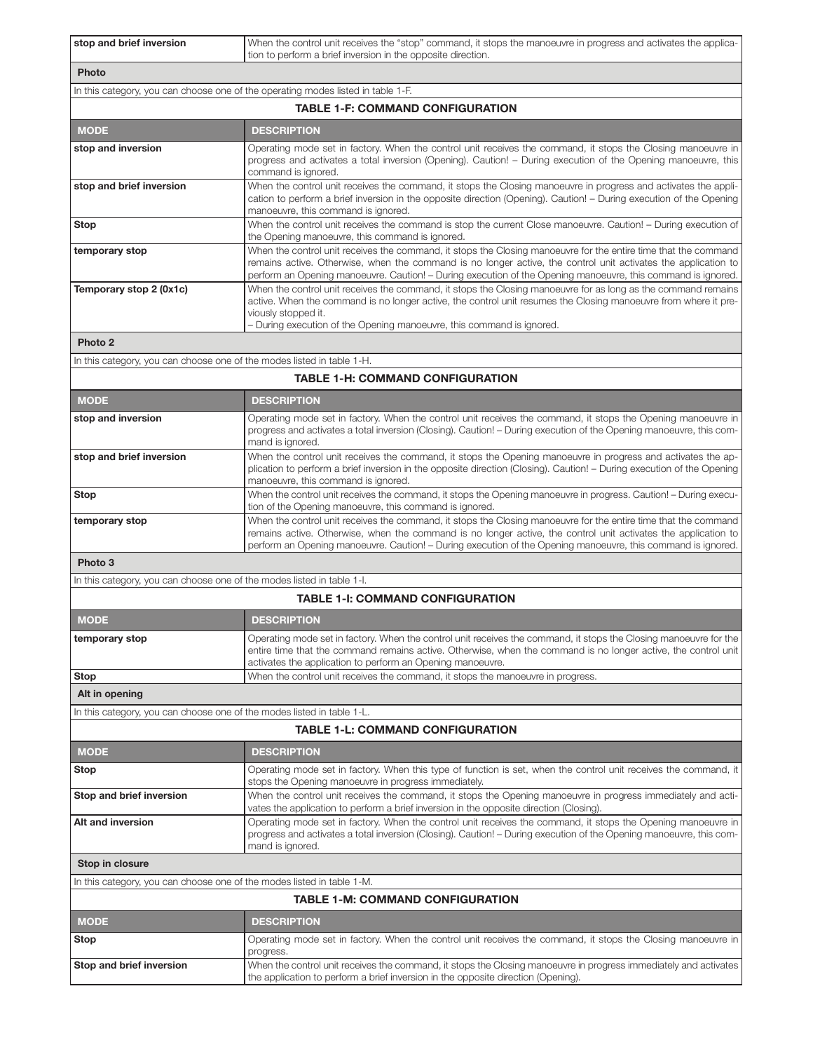| stop and brief inversion | When the control unit receives the "stop" command, it stops the manoeuvre in progress and activates the application to perform a brief inversion in the opposite direction. |
|---|---|

**Photo**

In this category, you can choose one of the operating modes listed in table 1-F.

**TABLE 1-F: COMMAND CONFIGURATION**

| MODE | DESCRIPTION |
|---|---|
| **stop and inversion** | Operating mode set in factory. When the control unit receives the command, it stops the Closing manoeuvre in progress and activates a total inversion (Opening). Caution! – During execution of the Opening manoeuvre, this command is ignored. |
| **stop and brief inversion** | When the control unit receives the command, it stops the Closing manoeuvre in progress and activates the application to perform a brief inversion in the opposite direction (Opening). Caution! – During execution of the Opening manoeuvre, this command is ignored. |
| **Stop** | When the control unit receives the command is stop the current Close manoeuvre. Caution! – During execution of the Opening manoeuvre, this command is ignored. |
| **temporary stop** | When the control unit receives the command, it stops the Closing manoeuvre for the entire time that the command remains active. Otherwise, when the command is no longer active, the control unit activates the application to perform an Opening manoeuvre. Caution! – During execution of the Opening manoeuvre, this command is ignored. |
| **Temporary stop 2 (0x1c)** | When the control unit receives the command, it stops the Closing manoeuvre for as long as the command remains active. When the command is no longer active, the control unit resumes the Closing manoeuvre from where it previously stopped it.<br>– During execution of the Opening manoeuvre, this command is ignored. |

**Photo 2**

In this category, you can choose one of the modes listed in table 1-H.

**TABLE 1-H: COMMAND CONFIGURATION**

| MODE | DESCRIPTION |
|---|---|
| **stop and inversion** | Operating mode set in factory. When the control unit receives the command, it stops the Opening manoeuvre in progress and activates a total inversion (Closing). Caution! – During execution of the Opening manoeuvre, this command is ignored. |
| **stop and brief inversion** | When the control unit receives the command, it stops the Opening manoeuvre in progress and activates the application to perform a brief inversion in the opposite direction (Closing). Caution! – During execution of the Opening manoeuvre, this command is ignored. |
| **Stop** | When the control unit receives the command, it stops the Opening manoeuvre in progress. Caution! – During execution of the Opening manoeuvre, this command is ignored. |
| **temporary stop** | When the control unit receives the command, it stops the Closing manoeuvre for the entire time that the command remains active. Otherwise, when the command is no longer active, the control unit activates the application to perform an Opening manoeuvre. Caution! – During execution of the Opening manoeuvre, this command is ignored. |

**Photo 3**

In this category, you can choose one of the modes listed in table 1-I.

**TABLE 1-I: COMMAND CONFIGURATION**

| MODE | DESCRIPTION |
|---|---|
| **temporary stop** | Operating mode set in factory. When the control unit receives the command, it stops the Closing manoeuvre for the entire time that the command remains active. Otherwise, when the command is no longer active, the control unit activates the application to perform an Opening manoeuvre. |
| **Stop** | When the control unit receives the command, it stops the manoeuvre in progress. |

**Alt in opening**

In this category, you can choose one of the modes listed in table 1-L.

**TABLE 1-L: COMMAND CONFIGURATION**

| MODE | DESCRIPTION |
|---|---|
| **Stop** | Operating mode set in factory. When this type of function is set, when the control unit receives the command, it stops the Opening manoeuvre in progress immediately. |
| **Stop and brief inversion** | When the control unit receives the command, it stops the Opening manoeuvre in progress immediately and activates the application to perform a brief inversion in the opposite direction (Closing). |
| **Alt and inversion** | Operating mode set in factory. When the control unit receives the command, it stops the Opening manoeuvre in progress and activates a total inversion (Closing). Caution! – During execution of the Opening manoeuvre, this command is ignored. |

**Stop in closure**

In this category, you can choose one of the modes listed in table 1-M.

**TABLE 1-M: COMMAND CONFIGURATION**

| MODE | DESCRIPTION |
|---|---|
| **Stop** | Operating mode set in factory. When the control unit receives the command, it stops the Closing manoeuvre in progress. |
| **Stop and brief inversion** | When the control unit receives the command, it stops the Closing manoeuvre in progress immediately and activates the application to perform a brief inversion in the opposite direction (Opening). |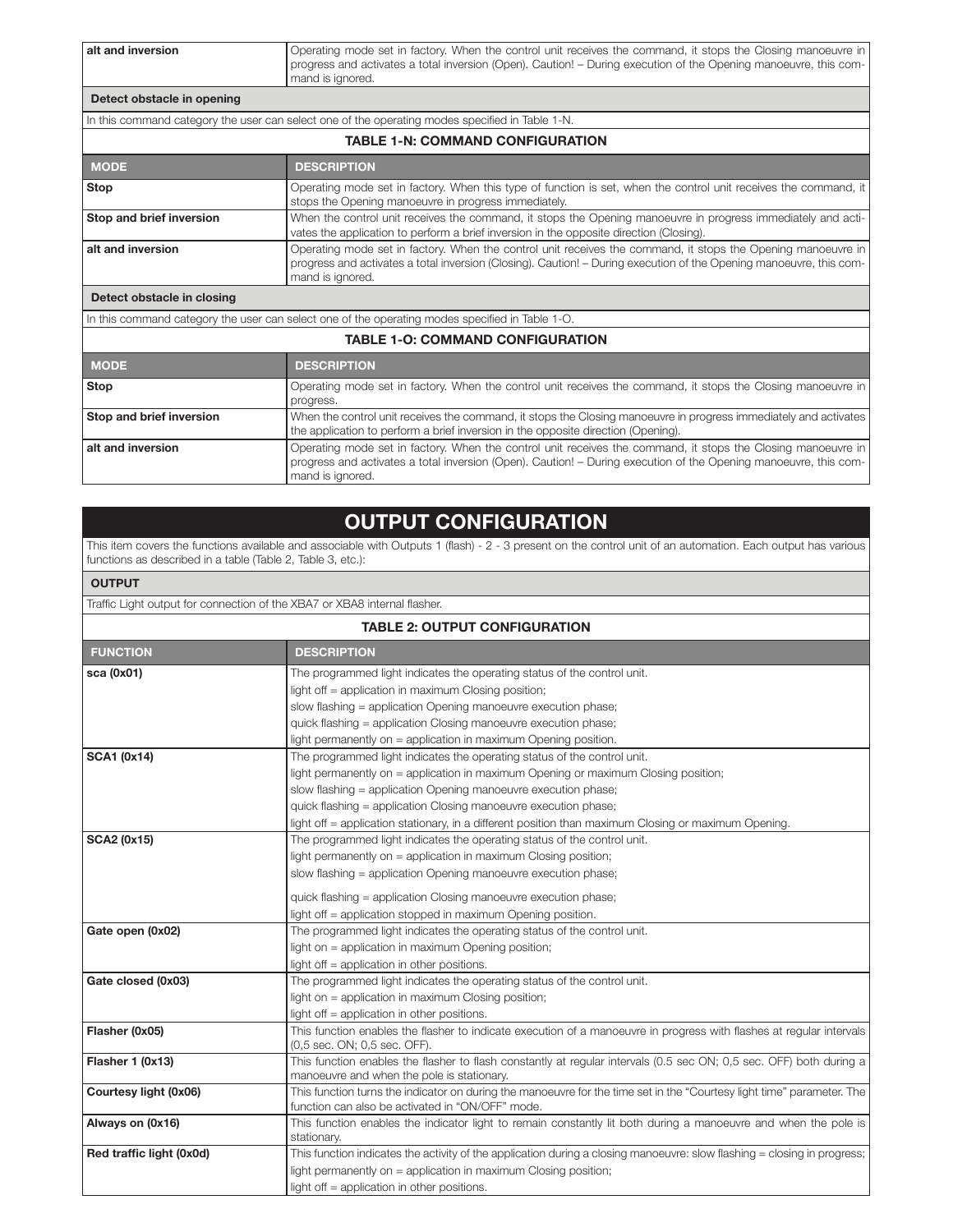| | |
|---|---|
| **alt and inversion** | Operating mode set in factory. When the control unit receives the command, it stops the Closing manoeuvre in progress and activates a total inversion (Open). Caution! – During execution of the Opening manoeuvre, this command is ignored. |

**Detect obstacle in opening**

In this command category the user can select one of the operating modes specified in Table 1-N.

**TABLE 1-N: COMMAND CONFIGURATION**

| MODE | DESCRIPTION |
|---|---|
| **Stop** | Operating mode set in factory. When this type of function is set, when the control unit receives the command, it stops the Opening manoeuvre in progress immediately. |
| **Stop and brief inversion** | When the control unit receives the command, it stops the Opening manoeuvre in progress immediately and activates the application to perform a brief inversion in the opposite direction (Closing). |
| **alt and inversion** | Operating mode set in factory. When the control unit receives the command, it stops the Opening manoeuvre in progress and activates a total inversion (Closing). Caution! – During execution of the Opening manoeuvre, this command is ignored. |

**Detect obstacle in closing**

In this command category the user can select one of the operating modes specified in Table 1-O.

**TABLE 1-O: COMMAND CONFIGURATION**

| MODE | DESCRIPTION |
|---|---|
| **Stop** | Operating mode set in factory. When the control unit receives the command, it stops the Closing manoeuvre in progress. |
| **Stop and brief inversion** | When the control unit receives the command, it stops the Closing manoeuvre in progress immediately and activates the application to perform a brief inversion in the opposite direction (Opening). |
| **alt and inversion** | Operating mode set in factory. When the control unit receives the command, it stops the Closing manoeuvre in progress and activates a total inversion (Open). Caution! – During execution of the Opening manoeuvre, this command is ignored. |

# OUTPUT CONFIGURATION

This item covers the functions available and associable with Outputs 1 (flash) - 2 - 3 present on the control unit of an automation. Each output has various functions as described in a table (Table 2, Table 3, etc.):

**OUTPUT**

Traffic Light output for connection of the XBA7 or XBA8 internal flasher.

**TABLE 2: OUTPUT CONFIGURATION**

| FUNCTION | DESCRIPTION |
|---|---|
| **sca (0x01)** | The programmed light indicates the operating status of the control unit.<br>light off = application in maximum Closing position;<br>slow flashing = application Opening manoeuvre execution phase;<br>quick flashing = application Closing manoeuvre execution phase;<br>light permanently on = application in maximum Opening position. |
| **SCA1 (0x14)** | The programmed light indicates the operating status of the control unit.<br>light permanently on = application in maximum Opening or maximum Closing position;<br>slow flashing = application Opening manoeuvre execution phase;<br>quick flashing = application Closing manoeuvre execution phase;<br>light off = application stationary, in a different position than maximum Closing or maximum Opening. |
| **SCA2 (0x15)** | The programmed light indicates the operating status of the control unit.<br>light permanently on = application in maximum Closing position;<br>slow flashing = application Opening manoeuvre execution phase;<br>quick flashing = application Closing manoeuvre execution phase;<br>light off = application stopped in maximum Opening position. |
| **Gate open (0x02)** | The programmed light indicates the operating status of the control unit.<br>light on = application in maximum Opening position;<br>light off = application in other positions. |
| **Gate closed (0x03)** | The programmed light indicates the operating status of the control unit.<br>light on = application in maximum Closing position;<br>light off = application in other positions. |
| **Flasher (0x05)** | This function enables the flasher to indicate execution of a manoeuvre in progress with flashes at regular intervals (0,5 sec. ON; 0,5 sec. OFF). |
| **Flasher 1 (0x13)** | This function enables the flasher to flash constantly at regular intervals (0.5 sec ON; 0,5 sec. OFF) both during a manoeuvre and when the pole is stationary. |
| **Courtesy light (0x06)** | This function turns the indicator on during the manoeuvre for the time set in the "Courtesy light time" parameter. The function can also be activated in "ON/OFF" mode. |
| **Always on (0x16)** | This function enables the indicator light to remain constantly lit both during a manoeuvre and when the pole is stationary. |
| **Red traffic light (0x0d)** | This function indicates the activity of the application during a closing manoeuvre: slow flashing = closing in progress;<br>light permanently on = application in maximum Closing position;<br>light off = application in other positions. |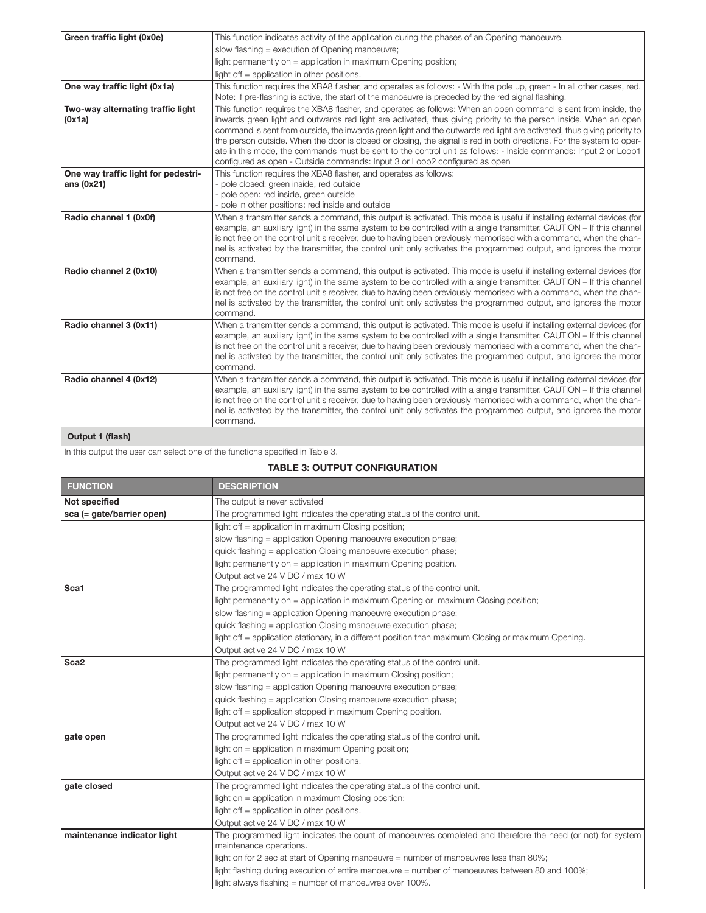| | |
|---|---|
| **Green traffic light (0x0e)** | This function indicates activity of the application during the phases of an Opening manoeuvre.<br>slow flashing = execution of Opening manoeuvre;<br>light permanently on = application in maximum Opening position;<br>light off = application in other positions. |
| **One way traffic light (0x1a)** | This function requires the XBA8 flasher, and operates as follows: - With the pole up, green - In all other cases, red. Note: if pre-flashing is active, the start of the manoeuvre is preceded by the red signal flashing. |
| **Two-way alternating traffic light (0x1a)** | This function requires the XBA8 flasher, and operates as follows: When an open command is sent from inside, the inwards green light and outwards red light are activated, thus giving priority to the person inside. When an open command is sent from outside, the inwards green light and the outwards red light are activated, thus giving priority to the person outside. When the door is closed or closing, the signal is red in both directions. For the system to operate in this mode, the commands must be sent to the control unit as follows: - Inside commands: Input 2 or Loop1 configured as open - Outside commands: Input 3 or Loop2 configured as open |
| **One way traffic light for pedestrians (0x21)** | This function requires the XBA8 flasher, and operates as follows:<br>- pole closed: green inside, red outside<br>- pole open: red inside, green outside<br>- pole in other positions: red inside and outside |
| **Radio channel 1 (0x0f)** | When a transmitter sends a command, this output is activated. This mode is useful if installing external devices (for example, an auxiliary light) in the same system to be controlled with a single transmitter. CAUTION – If this channel is not free on the control unit's receiver, due to having been previously memorised with a command, when the channel is activated by the transmitter, the control unit only activates the programmed output, and ignores the motor command. |
| **Radio channel 2 (0x10)** | When a transmitter sends a command, this output is activated. This mode is useful if installing external devices (for example, an auxiliary light) in the same system to be controlled with a single transmitter. CAUTION – If this channel is not free on the control unit's receiver, due to having been previously memorised with a command, when the channel is activated by the transmitter, the control unit only activates the programmed output, and ignores the motor command. |
| **Radio channel 3 (0x11)** | When a transmitter sends a command, this output is activated. This mode is useful if installing external devices (for example, an auxiliary light) in the same system to be controlled with a single transmitter. CAUTION – If this channel is not free on the control unit's receiver, due to having been previously memorised with a command, when the channel is activated by the transmitter, the control unit only activates the programmed output, and ignores the motor command. |
| **Radio channel 4 (0x12)** | When a transmitter sends a command, this output is activated. This mode is useful if installing external devices (for example, an auxiliary light) in the same system to be controlled with a single transmitter. CAUTION – If this channel is not free on the control unit's receiver, due to having been previously memorised with a command, when the channel is activated by the transmitter, the control unit only activates the programmed output, and ignores the motor command. |

**Output 1 (flash)**

In this output the user can select one of the functions specified in Table 3.

**TABLE 3: OUTPUT CONFIGURATION**

| FUNCTION | DESCRIPTION |
|---|---|
| **Not specified** | The output is never activated |
| **sca (= gate/barrier open)** | The programmed light indicates the operating status of the control unit.<br>light off = application in maximum Closing position;<br>slow flashing = application Opening manoeuvre execution phase;<br>quick flashing = application Closing manoeuvre execution phase;<br>light permanently on = application in maximum Opening position.<br>Output active 24 V DC / max 10 W |
| **Sca1** | The programmed light indicates the operating status of the control unit.<br>light permanently on = application in maximum Opening or maximum Closing position;<br>slow flashing = application Opening manoeuvre execution phase;<br>quick flashing = application Closing manoeuvre execution phase;<br>light off = application stationary, in a different position than maximum Closing or maximum Opening.<br>Output active 24 V DC / max 10 W |
| **Sca2** | The programmed light indicates the operating status of the control unit.<br>light permanently on = application in maximum Closing position;<br>slow flashing = application Opening manoeuvre execution phase;<br>quick flashing = application Closing manoeuvre execution phase;<br>light off = application stopped in maximum Opening position.<br>Output active 24 V DC / max 10 W |
| **gate open** | The programmed light indicates the operating status of the control unit.<br>light on = application in maximum Opening position;<br>light off = application in other positions.<br>Output active 24 V DC / max 10 W |
| **gate closed** | The programmed light indicates the operating status of the control unit.<br>light on = application in maximum Closing position;<br>light off = application in other positions.<br>Output active 24 V DC / max 10 W |
| **maintenance indicator light** | The programmed light indicates the count of manoeuvres completed and therefore the need (or not) for system maintenance operations.<br>light on for 2 sec at start of Opening manoeuvre = number of manoeuvres less than 80%;<br>light flashing during execution of entire manoeuvre = number of manoeuvres between 80 and 100%;<br>light always flashing = number of manoeuvres over 100%. |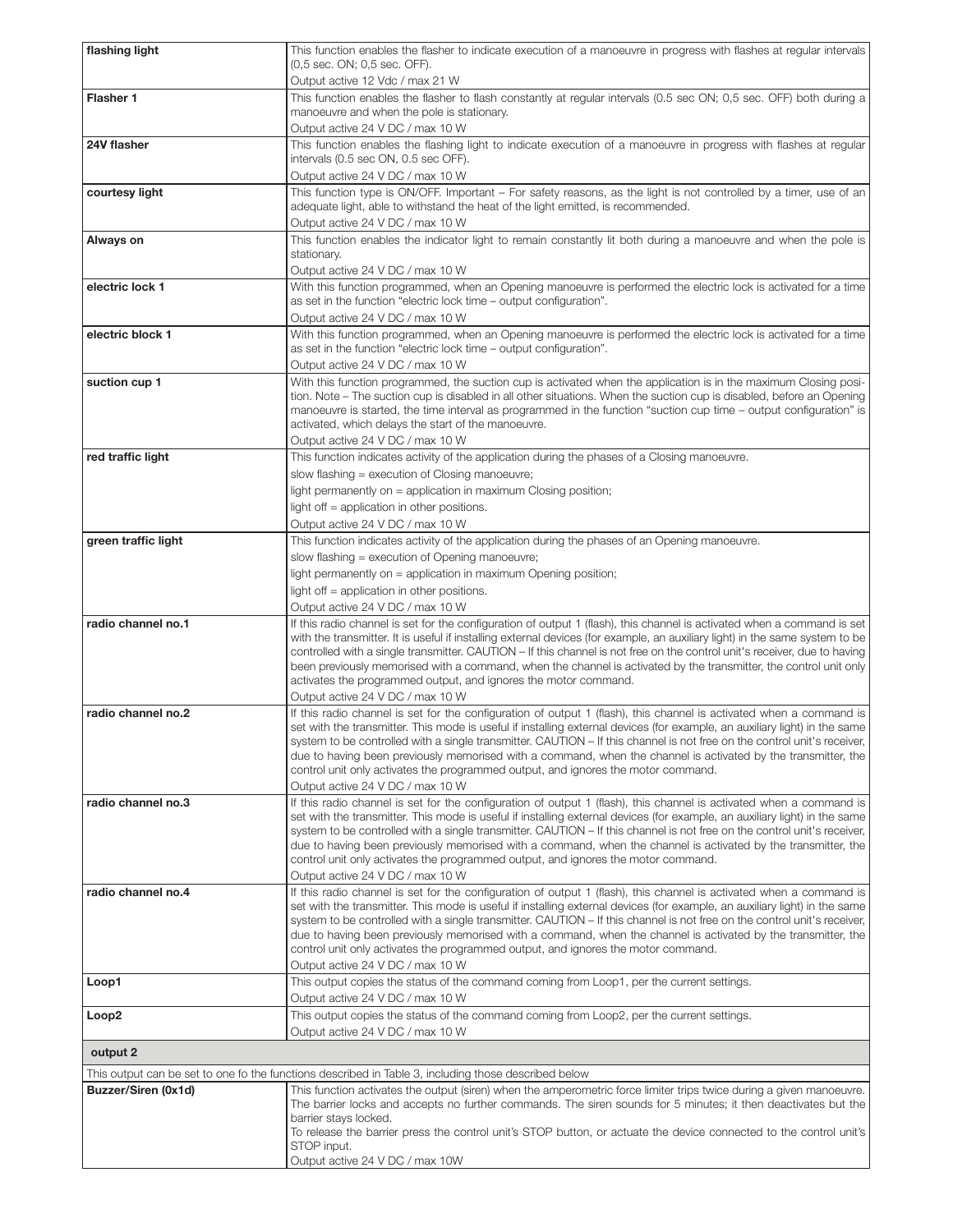| flashing light | This function enables the flasher to indicate execution of a manoeuvre in progress with flashes at regular intervals (0,5 sec. ON; 0,5 sec. OFF).<br>Output active 12 Vdc / max 21 W |
|---|---|
| **Flasher 1** | This function enables the flasher to flash constantly at regular intervals (0.5 sec ON; 0,5 sec. OFF) both during a manoeuvre and when the pole is stationary.<br>Output active 24 V DC / max 10 W |
| **24V flasher** | This function enables the flashing light to indicate execution of a manoeuvre in progress with flashes at regular intervals (0.5 sec ON, 0.5 sec OFF).<br>Output active 24 V DC / max 10 W |
| **courtesy light** | This function type is ON/OFF. Important – For safety reasons, as the light is not controlled by a timer, use of an adequate light, able to withstand the heat of the light emitted, is recommended.<br>Output active 24 V DC / max 10 W |
| **Always on** | This function enables the indicator light to remain constantly lit both during a manoeuvre and when the pole is stationary.<br>Output active 24 V DC / max 10 W |
| **electric lock 1** | With this function programmed, when an Opening manoeuvre is performed the electric lock is activated for a time as set in the function "electric lock time – output configuration".<br>Output active 24 V DC / max 10 W |
| **electric block 1** | With this function programmed, when an Opening manoeuvre is performed the electric lock is activated for a time as set in the function "electric lock time – output configuration".<br>Output active 24 V DC / max 10 W |
| **suction cup 1** | With this function programmed, the suction cup is activated when the application is in the maximum Closing position. Note – The suction cup is disabled in all other situations. When the suction cup is disabled, before an Opening manoeuvre is started, the time interval as programmed in the function "suction cup time – output configuration" is activated, which delays the start of the manoeuvre.<br>Output active 24 V DC / max 10 W |
| **red traffic light** | This function indicates activity of the application during the phases of a Closing manoeuvre.<br>slow flashing = execution of Closing manoeuvre;<br>light permanently on = application in maximum Closing position;<br>light off = application in other positions.<br>Output active 24 V DC / max 10 W |
| **green traffic light** | This function indicates activity of the application during the phases of an Opening manoeuvre.<br>slow flashing = execution of Opening manoeuvre;<br>light permanently on = application in maximum Opening position;<br>light off = application in other positions.<br>Output active 24 V DC / max 10 W |
| **radio channel no.1** | If this radio channel is set for the configuration of output 1 (flash), this channel is activated when a command is set with the transmitter. It is useful if installing external devices (for example, an auxiliary light) in the same system to be controlled with a single transmitter. CAUTION – If this channel is not free on the control unit's receiver, due to having been previously memorised with a command, when the channel is activated by the transmitter, the control unit only activates the programmed output, and ignores the motor command.<br>Output active 24 V DC / max 10 W |
| **radio channel no.2** | If this radio channel is set for the configuration of output 1 (flash), this channel is activated when a command is set with the transmitter. This mode is useful if installing external devices (for example, an auxiliary light) in the same system to be controlled with a single transmitter. CAUTION – If this channel is not free on the control unit's receiver, due to having been previously memorised with a command, when the channel is activated by the transmitter, the control unit only activates the programmed output, and ignores the motor command.<br>Output active 24 V DC / max 10 W |
| **radio channel no.3** | If this radio channel is set for the configuration of output 1 (flash), this channel is activated when a command is set with the transmitter. This mode is useful if installing external devices (for example, an auxiliary light) in the same system to be controlled with a single transmitter. CAUTION – If this channel is not free on the control unit's receiver, due to having been previously memorised with a command, when the channel is activated by the transmitter, the control unit only activates the programmed output, and ignores the motor command.<br>Output active 24 V DC / max 10 W |
| **radio channel no.4** | If this radio channel is set for the configuration of output 1 (flash), this channel is activated when a command is set with the transmitter. This mode is useful if installing external devices (for example, an auxiliary light) in the same system to be controlled with a single transmitter. CAUTION – If this channel is not free on the control unit's receiver, due to having been previously memorised with a command, when the channel is activated by the transmitter, the control unit only activates the programmed output, and ignores the motor command.<br>Output active 24 V DC / max 10 W |
| **Loop1** | This output copies the status of the command coming from Loop1, per the current settings.<br>Output active 24 V DC / max 10 W |
| **Loop2** | This output copies the status of the command coming from Loop2, per the current settings.<br>Output active 24 V DC / max 10 W |

**output 2**

This output can be set to one fo the functions described in Table 3, including those described below

| Buzzer/Siren (0x1d) | This function activates the output (siren) when the amperometric force limiter trips twice during a given manoeuvre. The barrier locks and accepts no further commands. The siren sounds for 5 minutes; it then deactivates but the barrier stays locked.<br>To release the barrier press the control unit's STOP button, or actuate the device connected to the control unit's STOP input.<br>Output active 24 V DC / max 10W |
|---|---|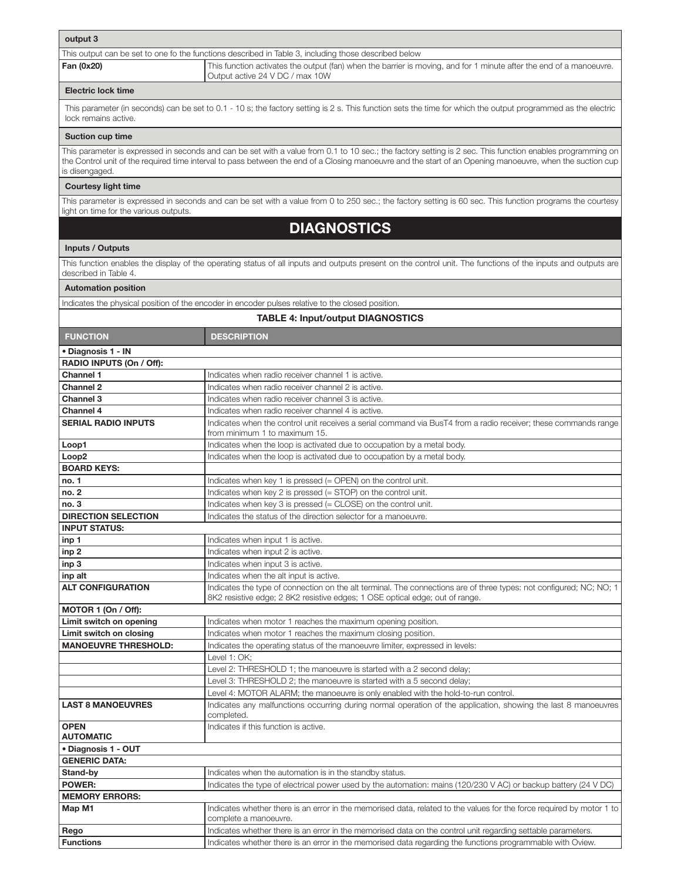**output 3**

This output can be set to one fo the functions described in Table 3, including those described below

| | |
|---|---|
| **Fan (0x20)** | This function activates the output (fan) when the barrier is moving, and for 1 minute after the end of a manoeuvre. Output active 24 V DC / max 10W |

**Electric lock time**

This parameter (in seconds) can be set to 0.1 - 10 s; the factory setting is 2 s. This function sets the time for which the output programmed as the electric lock remains active.

**Suction cup time**

This parameter is expressed in seconds and can be set with a value from 0.1 to 10 sec.; the factory setting is 2 sec. This function enables programming on the Control unit of the required time interval to pass between the end of a Closing manoeuvre and the start of an Opening manoeuvre, when the suction cup is disengaged.

**Courtesy light time**

This parameter is expressed in seconds and can be set with a value from 0 to 250 sec.; the factory setting is 60 sec. This function programs the courtesy light on time for the various outputs.

# DIAGNOSTICS

**Inputs / Outputs**

This function enables the display of the operating status of all inputs and outputs present on the control unit. The functions of the inputs and outputs are described in Table 4.

**Automation position**

Indicates the physical position of the encoder in encoder pulses relative to the closed position.

**TABLE 4: Input/output DIAGNOSTICS**

| FUNCTION | DESCRIPTION |
|---|---|
| **• Diagnosis 1 - IN** | |
| **RADIO INPUTS (On / Off):** | |
| **Channel 1** | Indicates when radio receiver channel 1 is active. |
| **Channel 2** | Indicates when radio receiver channel 2 is active. |
| **Channel 3** | Indicates when radio receiver channel 3 is active. |
| **Channel 4** | Indicates when radio receiver channel 4 is active. |
| **SERIAL RADIO INPUTS** | Indicates when the control unit receives a serial command via BusT4 from a radio receiver; these commands range from minimum 1 to maximum 15. |
| **Loop1** | Indicates when the loop is activated due to occupation by a metal body. |
| **Loop2** | Indicates when the loop is activated due to occupation by a metal body. |
| **BOARD KEYS:** | |
| **no. 1** | Indicates when key 1 is pressed (= OPEN) on the control unit. |
| **no. 2** | Indicates when key 2 is pressed (= STOP) on the control unit. |
| **no. 3** | Indicates when key 3 is pressed (= CLOSE) on the control unit. |
| **DIRECTION SELECTION** | Indicates the status of the direction selector for a manoeuvre. |
| **INPUT STATUS:** | |
| **inp 1** | Indicates when input 1 is active. |
| **inp 2** | Indicates when input 2 is active. |
| **inp 3** | Indicates when input 3 is active. |
| **inp alt** | Indicates when the alt input is active. |
| **ALT CONFIGURATION** | Indicates the type of connection on the alt terminal. The connections are of three types: not configured; NC; NO; 1 8K2 resistive edge; 2 8K2 resistive edges; 1 OSE optical edge; out of range. |
| **MOTOR 1 (On / Off):** | |
| **Limit switch on opening** | Indicates when motor 1 reaches the maximum opening position. |
| **Limit switch on closing** | Indicates when motor 1 reaches the maximum closing position. |
| **MANOEUVRE THRESHOLD:** | Indicates the operating status of the manoeuvre limiter, expressed in levels: |
| | Level 1: OK; |
| | Level 2: THRESHOLD 1; the manoeuvre is started with a 2 second delay; |
| | Level 3: THRESHOLD 2; the manoeuvre is started with a 5 second delay; |
| | Level 4: MOTOR ALARM; the manoeuvre is only enabled with the hold-to-run control. |
| **LAST 8 MANOEUVRES** | Indicates any malfunctions occurring during normal operation of the application, showing the last 8 manoeuvres completed. |
| **OPEN AUTOMATIC** | Indicates if this function is active. |
| **• Diagnosis 1 - OUT** | |
| **GENERIC DATA:** | |
| **Stand-by** | Indicates when the automation is in the standby status. |
| **POWER:** | Indicates the type of electrical power used by the automation: mains (120/230 V AC) or backup battery (24 V DC) |
| **MEMORY ERRORS:** | |
| **Map M1** | Indicates whether there is an error in the memorised data, related to the values for the force required by motor 1 to complete a manoeuvre. |
| **Rego** | Indicates whether there is an error in the memorised data on the control unit regarding settable parameters. |
| **Functions** | Indicates whether there is an error in the memorised data regarding the functions programmable with Oview. |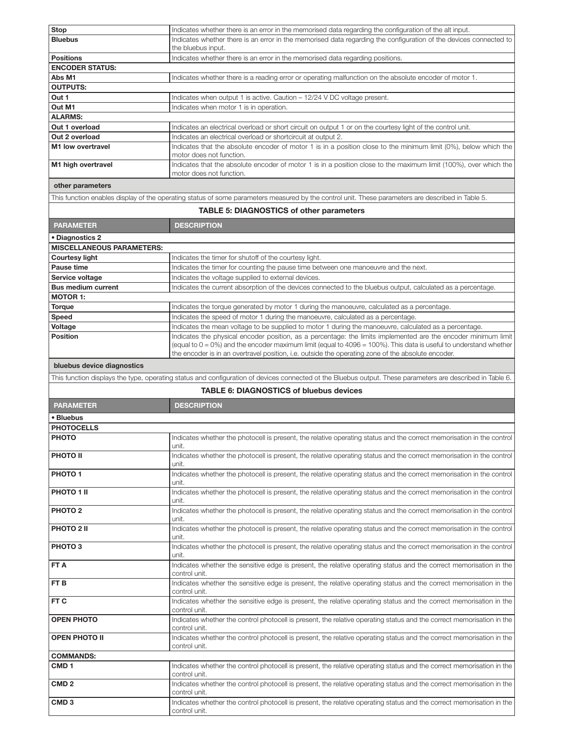| | |
|---|---|
| **Stop** | Indicates whether there is an error in the memorised data regarding the configuration of the alt input. |
| **Bluebus** | Indicates whether there is an error in the memorised data regarding the configuration of the devices connected to the bluebus input. |
| **Positions** | Indicates whether there is an error in the memorised data regarding positions. |
| **ENCODER STATUS:** | |
| **Abs M1** | Indicates whether there is a reading error or operating malfunction on the absolute encoder of motor 1. |
| **OUTPUTS:** | |
| **Out 1** | Indicates when output 1 is active. Caution – 12/24 V DC voltage present. |
| **Out M1** | Indicates when motor 1 is in operation. |
| **ALARMS:** | |
| **Out 1 overload** | Indicates an electrical overload or short circuit on output 1 or on the courtesy light of the control unit. |
| **Out 2 overload** | Indicates an electrical overload or shortcircuit at output 2. |
| **M1 low overtravel** | Indicates that the absolute encoder of motor 1 is in a position close to the minimum limit (0%), below which the motor does not function. |
| **M1 high overtravel** | Indicates that the absolute encoder of motor 1 is in a position close to the maximum limit (100%), over which the motor does not function. |

**other parameters**

This function enables display of the operating status of some parameters measured by the control unit. These parameters are described in Table 5.

**TABLE 5: DIAGNOSTICS of other parameters**

| PARAMETER | DESCRIPTION |
|---|---|
| **• Diagnostics 2** | |
| **MISCELLANEOUS PARAMETERS:** | |
| **Courtesy light** | Indicates the timer for shutoff of the courtesy light. |
| **Pause time** | Indicates the timer for counting the pause time between one manoeuvre and the next. |
| **Service voltage** | Indicates the voltage supplied to external devices. |
| **Bus medium current** | Indicates the current absorption of the devices connected to the bluebus output, calculated as a percentage. |
| **MOTOR 1:** | |
| **Torque** | Indicates the torque generated by motor 1 during the manoeuvre, calculated as a percentage. |
| **Speed** | Indicates the speed of motor 1 during the manoeuvre, calculated as a percentage. |
| **Voltage** | Indicates the mean voltage to be supplied to motor 1 during the manoeuvre, calculated as a percentage. |
| **Position** | Indicates the physical encoder position, as a percentage: the limits implemented are the encoder minimum limit (equal to 0 = 0%) and the encoder maximum limit (equal to 4096 = 100%). This data is useful to understand whether the encoder is in an overtravel position, i.e. outside the operating zone of the absolute encoder. |

**bluebus device diagnostics**

This function displays the type, operating status and configuration of devices connected ot the Bluebus output. These parameters are described in Table 6.

**TABLE 6: DIAGNOSTICS of bluebus devices**

| PARAMETER | DESCRIPTION |
|---|---|
| **• Bluebus** | |
| **PHOTOCELLS** | |
| **PHOTO** | Indicates whether the photocell is present, the relative operating status and the correct memorisation in the control unit. |
| **PHOTO II** | Indicates whether the photocell is present, the relative operating status and the correct memorisation in the control unit. |
| **PHOTO 1** | Indicates whether the photocell is present, the relative operating status and the correct memorisation in the control unit. |
| **PHOTO 1 II** | Indicates whether the photocell is present, the relative operating status and the correct memorisation in the control unit. |
| **PHOTO 2** | Indicates whether the photocell is present, the relative operating status and the correct memorisation in the control unit. |
| **PHOTO 2 II** | Indicates whether the photocell is present, the relative operating status and the correct memorisation in the control unit. |
| **PHOTO 3** | Indicates whether the photocell is present, the relative operating status and the correct memorisation in the control unit. |
| **FT A** | Indicates whether the sensitive edge is present, the relative operating status and the correct memorisation in the control unit. |
| **FT B** | Indicates whether the sensitive edge is present, the relative operating status and the correct memorisation in the control unit. |
| **FT C** | Indicates whether the sensitive edge is present, the relative operating status and the correct memorisation in the control unit. |
| **OPEN PHOTO** | Indicates whether the control photocell is present, the relative operating status and the correct memorisation in the control unit. |
| **OPEN PHOTO II** | Indicates whether the control photocell is present, the relative operating status and the correct memorisation in the control unit. |
| **COMMANDS:** | |
| **CMD 1** | Indicates whether the control photocell is present, the relative operating status and the correct memorisation in the control unit. |
| **CMD 2** | Indicates whether the control photocell is present, the relative operating status and the correct memorisation in the control unit. |
| **CMD 3** | Indicates whether the control photocell is present, the relative operating status and the correct memorisation in the control unit. |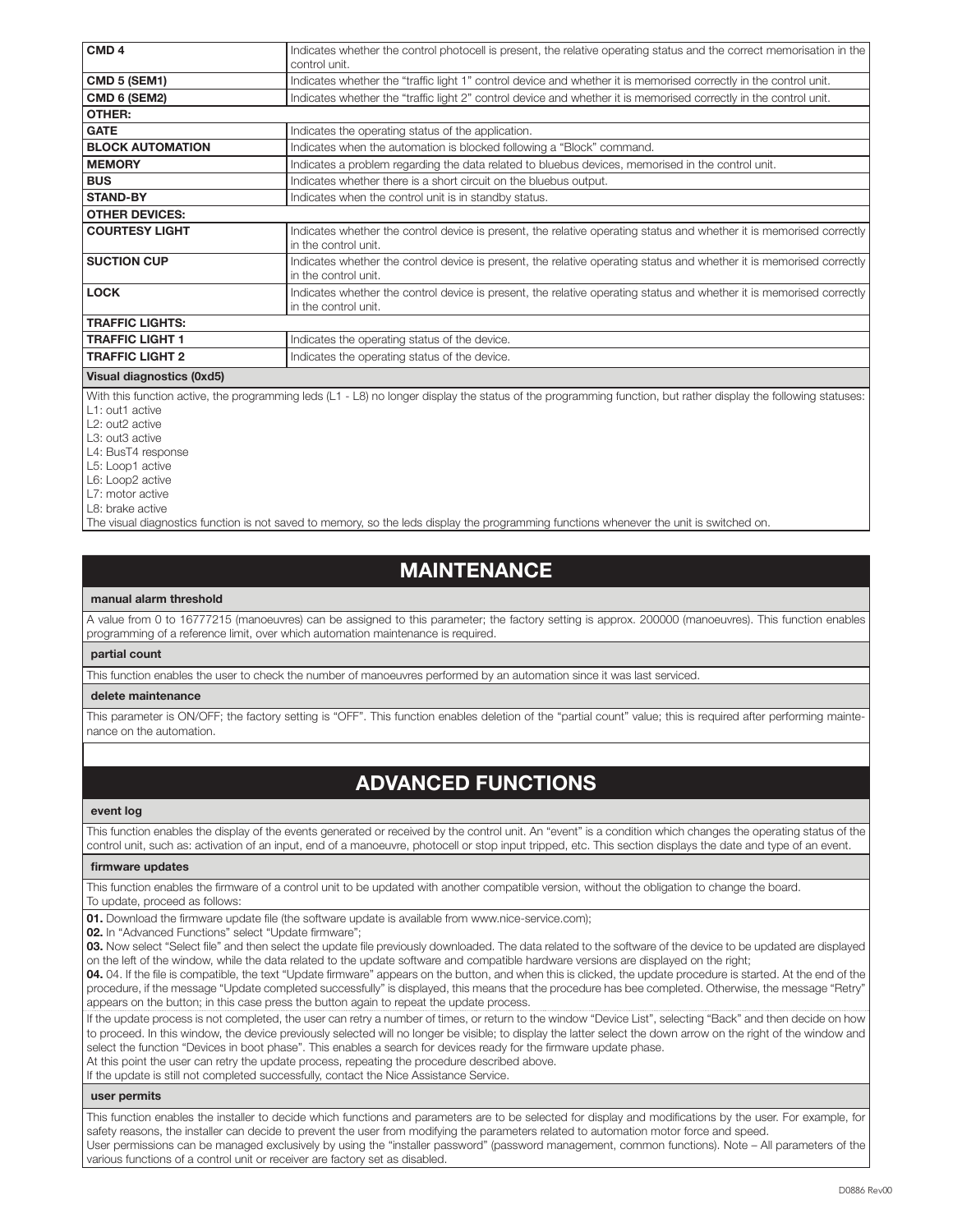| | |
|---|---|
| **CMD 4** | Indicates whether the control photocell is present, the relative operating status and the correct memorisation in the control unit. |
| **CMD 5 (SEM1)** | Indicates whether the “traffic light 1” control device and whether it is memorised correctly in the control unit. |
| **CMD 6 (SEM2)** | Indicates whether the “traffic light 2” control device and whether it is memorised correctly in the control unit. |
| **OTHER:** | |
| **GATE** | Indicates the operating status of the application. |
| **BLOCK AUTOMATION** | Indicates when the automation is blocked following a “Block” command. |
| **MEMORY** | Indicates a problem regarding the data related to bluebus devices, memorised in the control unit. |
| **BUS** | Indicates whether there is a short circuit on the bluebus output. |
| **STAND-BY** | Indicates when the control unit is in standby status. |
| **OTHER DEVICES:** | |
| **COURTESY LIGHT** | Indicates whether the control device is present, the relative operating status and whether it is memorised correctly in the control unit. |
| **SUCTION CUP** | Indicates whether the control device is present, the relative operating status and whether it is memorised correctly in the control unit. |
| **LOCK** | Indicates whether the control device is present, the relative operating status and whether it is memorised correctly in the control unit. |
| **TRAFFIC LIGHTS:** | |
| **TRAFFIC LIGHT 1** | Indicates the operating status of the device. |
| **TRAFFIC LIGHT 2** | Indicates the operating status of the device. |

**Visual diagnostics (0xd5)**

With this function active, the programming leds (L1 - L8) no longer display the status of the programming function, but rather display the following statuses:
L1: out1 active
L2: out2 active
L3: out3 active
L4: BusT4 response
L5: Loop1 active
L6: Loop2 active
L7: motor active
L8: brake active
The visual diagnostics function is not saved to memory, so the leds display the programming functions whenever the unit is switched on.

# MAINTENANCE

**manual alarm threshold**

A value from 0 to 16777215 (manoeuvres) can be assigned to this parameter; the factory setting is approx. 200000 (manoeuvres). This function enables programming of a reference limit, over which automation maintenance is required.

**partial count**

This function enables the user to check the number of manoeuvres performed by an automation since it was last serviced.

**delete maintenance**

This parameter is ON/OFF; the factory setting is “OFF”. This function enables deletion of the “partial count” value; this is required after performing maintenance on the automation.

# ADVANCED FUNCTIONS

**event log**

This function enables the display of the events generated or received by the control unit. An “event” is a condition which changes the operating status of the control unit, such as: activation of an input, end of a manoeuvre, photocell or stop input tripped, etc. This section displays the date and type of an event.

**firmware updates**

This function enables the firmware of a control unit to be updated with another compatible version, without the obligation to change the board.
To update, proceed as follows:

**01.** Download the firmware update file (the software update is available from www.nice-service.com);
**02.** In “Advanced Functions” select “Update firmware”;
**03.** Now select “Select file” and then select the update file previously downloaded. The data related to the software of the device to be updated are displayed on the left of the window, while the data related to the update software and compatible hardware versions are displayed on the right;
**04.** 04. If the file is compatible, the text “Update firmware” appears on the button, and when this is clicked, the update procedure is started. At the end of the procedure, if the message “Update completed successfully” is displayed, this means that the procedure has bee completed. Otherwise, the message “Retry” appears on the button; in this case press the button again to repeat the update process.

If the update process is not completed, the user can retry a number of times, or return to the window “Device List”, selecting “Back” and then decide on how to proceed. In this window, the device previously selected will no longer be visible; to display the latter select the down arrow on the right of the window and select the function “Devices in boot phase”. This enables a search for devices ready for the firmware update phase.
At this point the user can retry the update process, repeating the procedure described above.
If the update is still not completed successfully, contact the Nice Assistance Service.

**user permits**

This function enables the installer to decide which functions and parameters are to be selected for display and modifications by the user. For example, for safety reasons, the installer can decide to prevent the user from modifying the parameters related to automation motor force and speed.
User permissions can be managed exclusively by using the “installer password” (password management, common functions). Note – All parameters of the various functions of a control unit or receiver are factory set as disabled.

D0886 Rev00